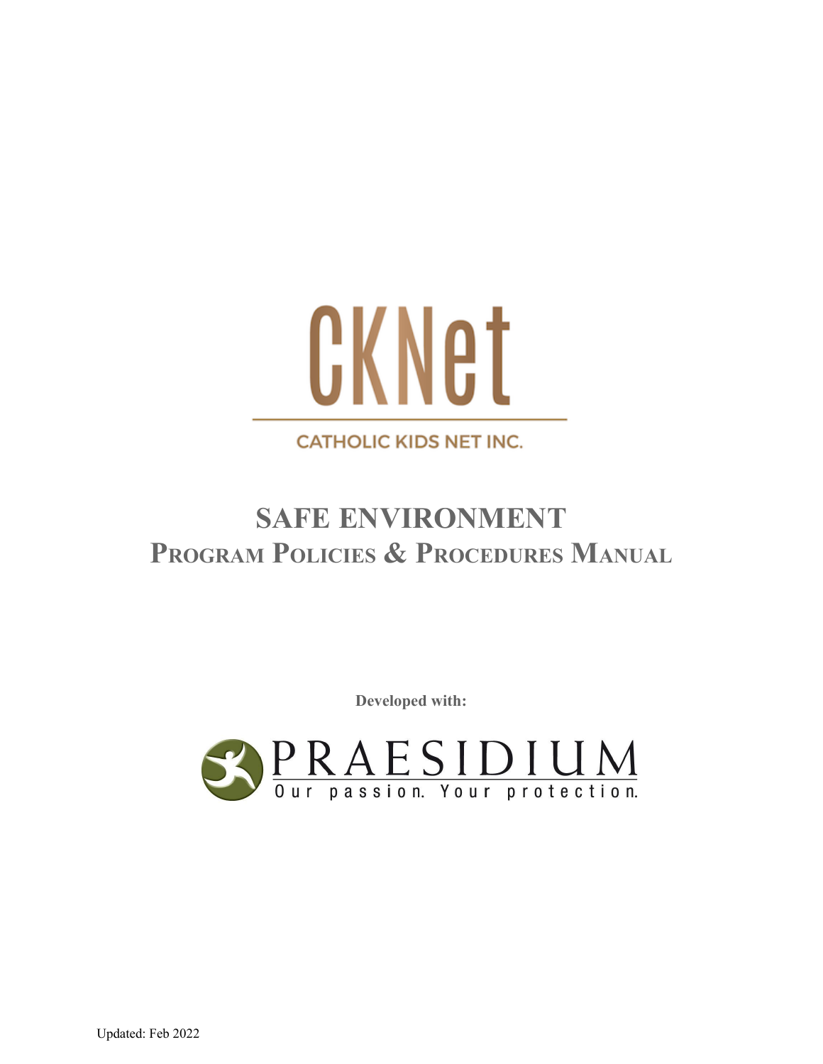CKNet

CATHOLIC KIDS NET INC.

# SAFE ENVIRONMENT

## Program Policies & Procedures Manual

**Developed with:**

PRAESIDIUM

Our passion. Your protection.

Updated: Feb 2022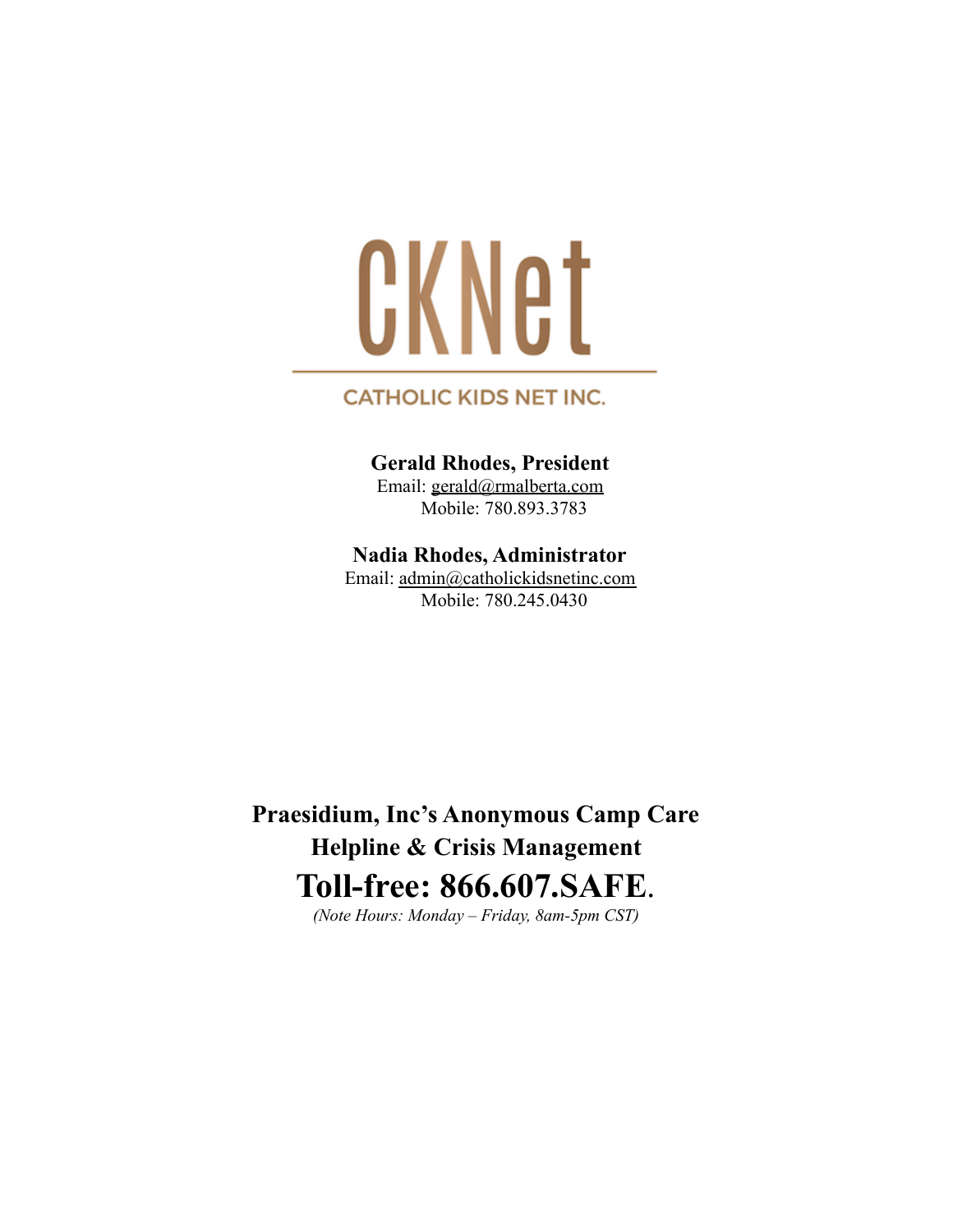# CKNet

CATHOLIC KIDS NET INC.

**Gerald Rhodes, President**
Email: gerald@rmalberta.com
Mobile: 780.893.3783

**Nadia Rhodes, Administrator**
Email: admin@catholickidsnetinc.com
Mobile: 780.245.0430

**Praesidium, Inc's Anonymous Camp Care Helpline & Crisis Management**

# Toll-free: 866.607.SAFE.

*(Note Hours: Monday – Friday, 8am-5pm CST)*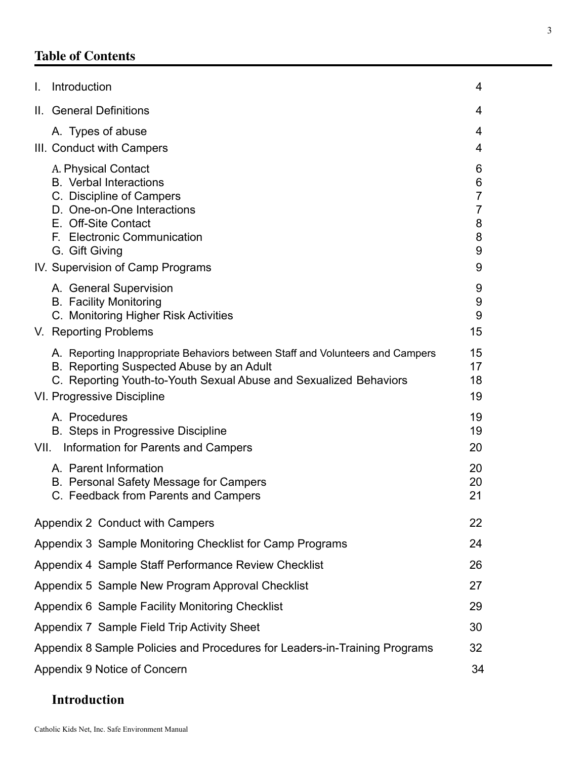## Table of Contents

| | |
|---|---|
| I. Introduction | 4 |
| II. General Definitions | 4 |
| A. Types of abuse | 4 |
| III. Conduct with Campers | 4 |
| A. Physical Contact | 6 |
| B. Verbal Interactions | 6 |
| C. Discipline of Campers | 7 |
| D. One-on-One Interactions | 7 |
| E. Off-Site Contact | 8 |
| F. Electronic Communication | 8 |
| G. Gift Giving | 9 |
| IV. Supervision of Camp Programs | 9 |
| A. General Supervision | 9 |
| B. Facility Monitoring | 9 |
| C. Monitoring Higher Risk Activities | 9 |
| V. Reporting Problems | 15 |
| A. Reporting Inappropriate Behaviors between Staff and Volunteers and Campers | 15 |
| B. Reporting Suspected Abuse by an Adult | 17 |
| C. Reporting Youth-to-Youth Sexual Abuse and Sexualized Behaviors | 18 |
| VI. Progressive Discipline | 19 |
| A. Procedures | 19 |
| B. Steps in Progressive Discipline | 19 |
| VII. Information for Parents and Campers | 20 |
| A. Parent Information | 20 |
| B. Personal Safety Message for Campers | 20 |
| C. Feedback from Parents and Campers | 21 |
| Appendix 2 Conduct with Campers | 22 |
| Appendix 3 Sample Monitoring Checklist for Camp Programs | 24 |
| Appendix 4 Sample Staff Performance Review Checklist | 26 |
| Appendix 5 Sample New Program Approval Checklist | 27 |
| Appendix 6 Sample Facility Monitoring Checklist | 29 |
| Appendix 7 Sample Field Trip Activity Sheet | 30 |
| Appendix 8 Sample Policies and Procedures for Leaders-in-Training Programs | 32 |
| Appendix 9 Notice of Concern | 34 |

## Introduction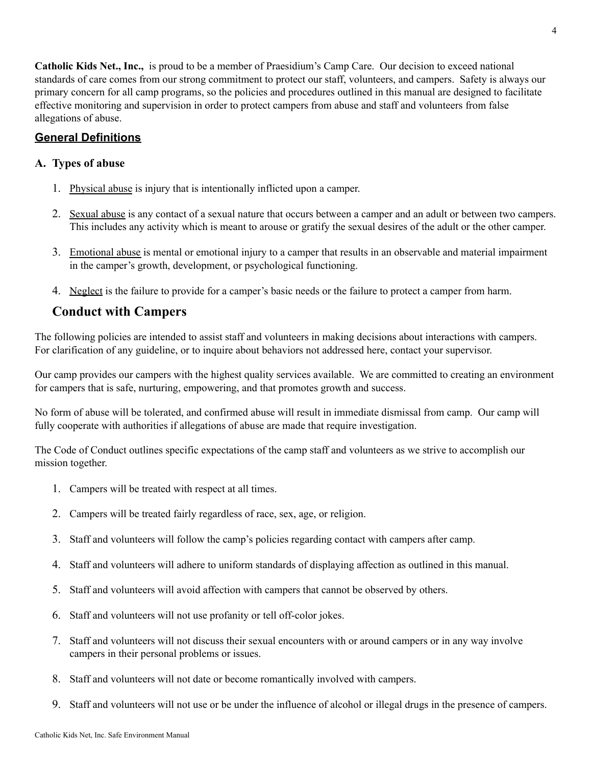**Catholic Kids Net., Inc.,** is proud to be a member of Praesidium's Camp Care. Our decision to exceed national standards of care comes from our strong commitment to protect our staff, volunteers, and campers. Safety is always our primary concern for all camp programs, so the policies and procedures outlined in this manual are designed to facilitate effective monitoring and supervision in order to protect campers from abuse and staff and volunteers from false allegations of abuse.

## General Definitions

### A. Types of abuse

1. Physical abuse is injury that is intentionally inflicted upon a camper.
2. Sexual abuse is any contact of a sexual nature that occurs between a camper and an adult or between two campers. This includes any activity which is meant to arouse or gratify the sexual desires of the adult or the other camper.
3. Emotional abuse is mental or emotional injury to a camper that results in an observable and material impairment in the camper's growth, development, or psychological functioning.
4. Neglect is the failure to provide for a camper's basic needs or the failure to protect a camper from harm.

## Conduct with Campers

The following policies are intended to assist staff and volunteers in making decisions about interactions with campers. For clarification of any guideline, or to inquire about behaviors not addressed here, contact your supervisor.

Our camp provides our campers with the highest quality services available. We are committed to creating an environment for campers that is safe, nurturing, empowering, and that promotes growth and success.

No form of abuse will be tolerated, and confirmed abuse will result in immediate dismissal from camp. Our camp will fully cooperate with authorities if allegations of abuse are made that require investigation.

The Code of Conduct outlines specific expectations of the camp staff and volunteers as we strive to accomplish our mission together.

1. Campers will be treated with respect at all times.
2. Campers will be treated fairly regardless of race, sex, age, or religion.
3. Staff and volunteers will follow the camp's policies regarding contact with campers after camp.
4. Staff and volunteers will adhere to uniform standards of displaying affection as outlined in this manual.
5. Staff and volunteers will avoid affection with campers that cannot be observed by others.
6. Staff and volunteers will not use profanity or tell off-color jokes.
7. Staff and volunteers will not discuss their sexual encounters with or around campers or in any way involve campers in their personal problems or issues.
8. Staff and volunteers will not date or become romantically involved with campers.
9. Staff and volunteers will not use or be under the influence of alcohol or illegal drugs in the presence of campers.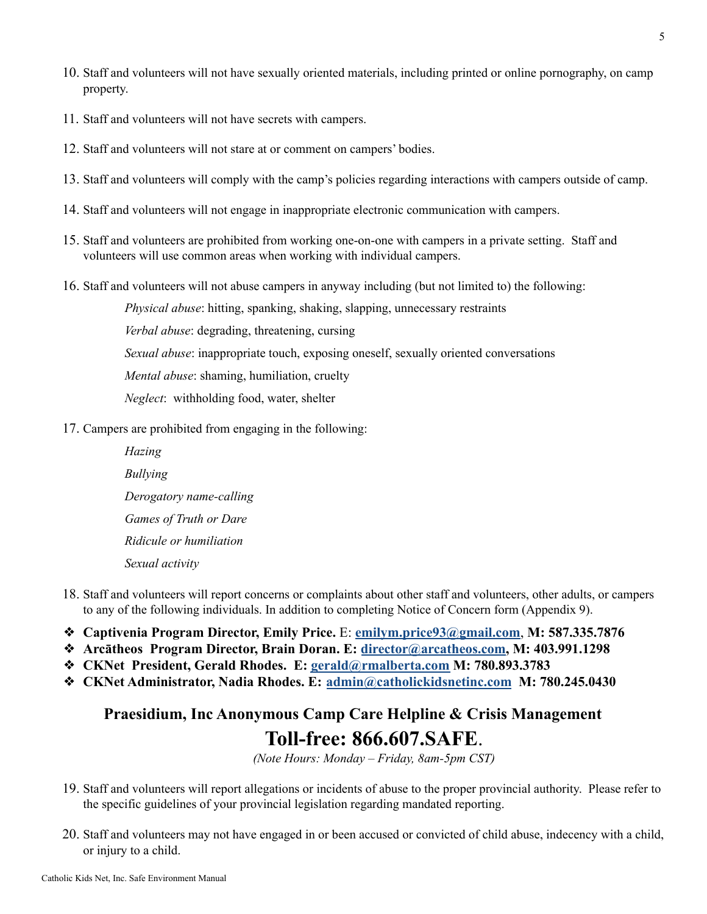10. Staff and volunteers will not have sexually oriented materials, including printed or online pornography, on camp property.

11. Staff and volunteers will not have secrets with campers.

12. Staff and volunteers will not stare at or comment on campers' bodies.

13. Staff and volunteers will comply with the camp's policies regarding interactions with campers outside of camp.

14. Staff and volunteers will not engage in inappropriate electronic communication with campers.

15. Staff and volunteers are prohibited from working one-on-one with campers in a private setting. Staff and volunteers will use common areas when working with individual campers.

16. Staff and volunteers will not abuse campers in anyway including (but not limited to) the following:

    *Physical abuse*: hitting, spanking, shaking, slapping, unnecessary restraints

    *Verbal abuse*: degrading, threatening, cursing

    *Sexual abuse*: inappropriate touch, exposing oneself, sexually oriented conversations

    *Mental abuse*: shaming, humiliation, cruelty

    *Neglect*: withholding food, water, shelter

17. Campers are prohibited from engaging in the following:

    *Hazing*

    *Bullying*

    *Derogatory name-calling*

    *Games of Truth or Dare*

    *Ridicule or humiliation*

    *Sexual activity*

18. Staff and volunteers will report concerns or complaints about other staff and volunteers, other adults, or campers to any of the following individuals. In addition to completing Notice of Concern form (Appendix 9).

- **Captivenia Program Director, Emily Price.** E: **emilym.price93@gmail.com**, **M: 587.335.7876**
- **Arcātheos Program Director, Brain Doran. E: director@arcatheos.com, M: 403.991.1298**
- **CKNet President, Gerald Rhodes. E: gerald@rmalberta.com M: 780.893.3783**
- **CKNet Administrator, Nadia Rhodes. E: admin@catholickidsnetinc.com M: 780.245.0430**

## Praesidium, Inc Anonymous Camp Care Helpline & Crisis Management

# Toll-free: 866.607.SAFE.

*(Note Hours: Monday – Friday, 8am-5pm CST)*

19. Staff and volunteers will report allegations or incidents of abuse to the proper provincial authority. Please refer to the specific guidelines of your provincial legislation regarding mandated reporting.

20. Staff and volunteers may not have engaged in or been accused or convicted of child abuse, indecency with a child, or injury to a child.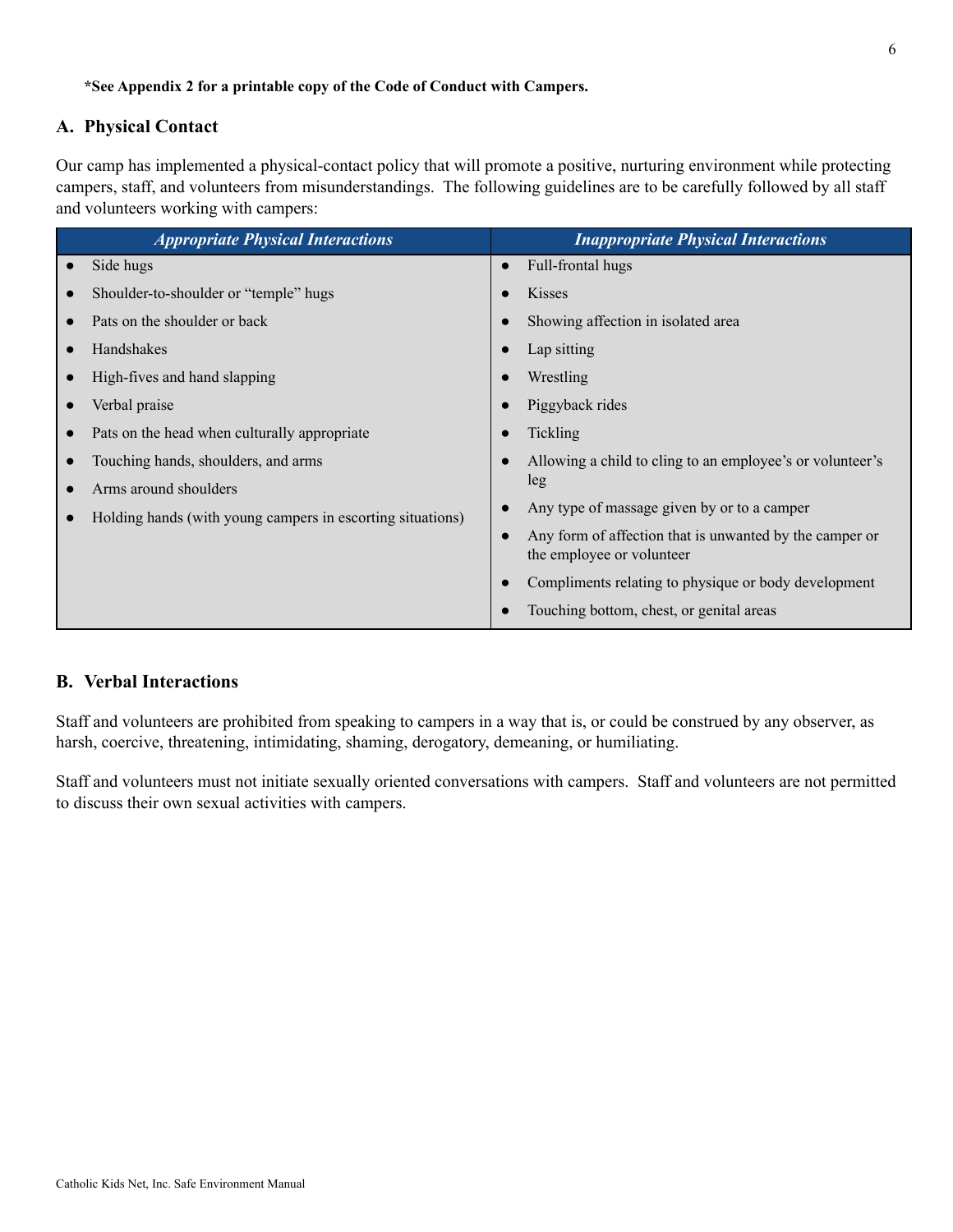**\*See Appendix 2 for a printable copy of the Code of Conduct with Campers.**

## A. Physical Contact

Our camp has implemented a physical-contact policy that will promote a positive, nurturing environment while protecting campers, staff, and volunteers from misunderstandings. The following guidelines are to be carefully followed by all staff and volunteers working with campers:

| *Appropriate Physical Interactions* | *Inappropriate Physical Interactions* |
|---|---|
| • Side hugs | • Full-frontal hugs |
| • Shoulder-to-shoulder or "temple" hugs | • Kisses |
| • Pats on the shoulder or back | • Showing affection in isolated area |
| • Handshakes | • Lap sitting |
| • High-fives and hand slapping | • Wrestling |
| • Verbal praise | • Piggyback rides |
| • Pats on the head when culturally appropriate | • Tickling |
| • Touching hands, shoulders, and arms | • Allowing a child to cling to an employee's or volunteer's leg |
| • Arms around shoulders | • Any type of massage given by or to a camper |
| • Holding hands (with young campers in escorting situations) | • Any form of affection that is unwanted by the camper or the employee or volunteer |
| | • Compliments relating to physique or body development |
| | • Touching bottom, chest, or genital areas |

## B. Verbal Interactions

Staff and volunteers are prohibited from speaking to campers in a way that is, or could be construed by any observer, as harsh, coercive, threatening, intimidating, shaming, derogatory, demeaning, or humiliating.

Staff and volunteers must not initiate sexually oriented conversations with campers. Staff and volunteers are not permitted to discuss their own sexual activities with campers.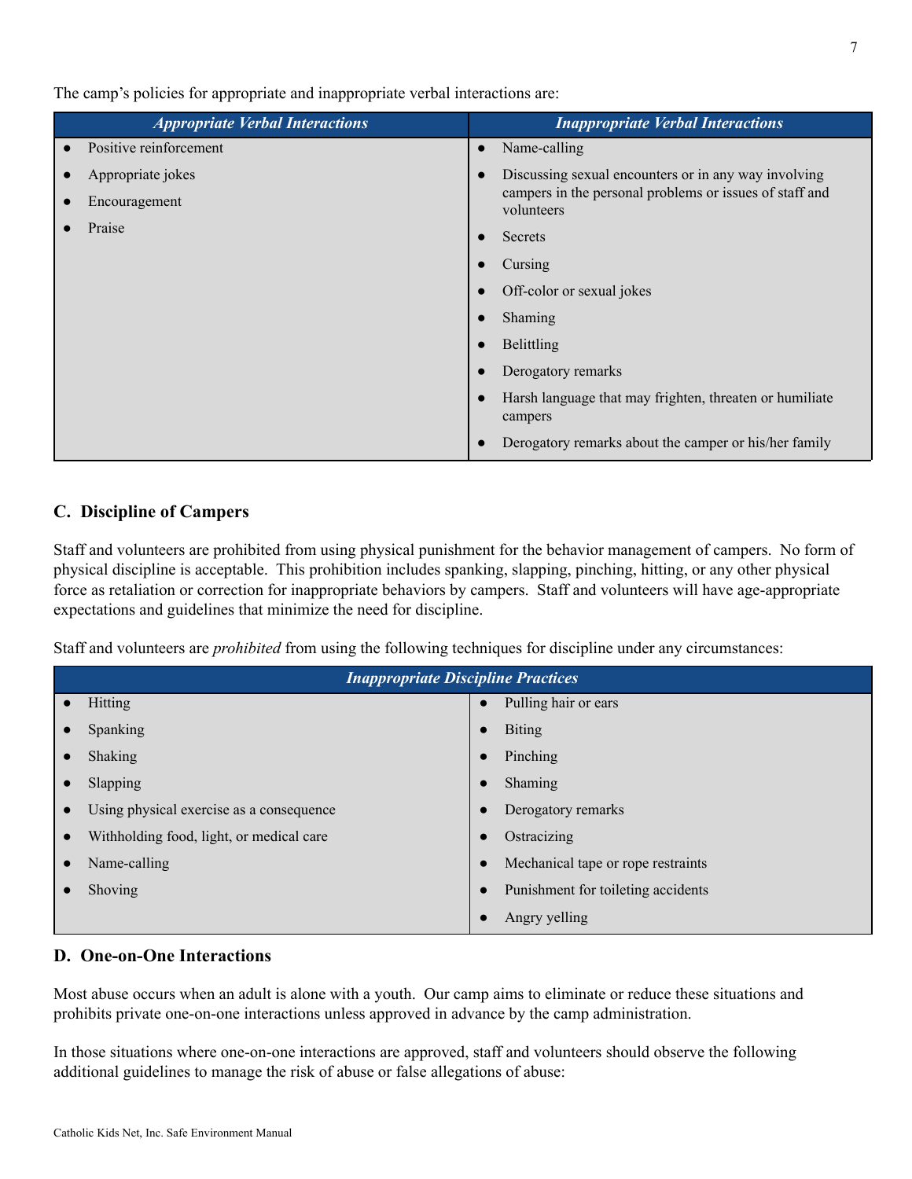The camp's policies for appropriate and inappropriate verbal interactions are:

| *Appropriate Verbal Interactions* | *Inappropriate Verbal Interactions* |
|---|---|
| • Positive reinforcement<br>• Appropriate jokes<br>• Encouragement<br>• Praise | • Name-calling<br>• Discussing sexual encounters or in any way involving campers in the personal problems or issues of staff and volunteers<br>• Secrets<br>• Cursing<br>• Off-color or sexual jokes<br>• Shaming<br>• Belittling<br>• Derogatory remarks<br>• Harsh language that may frighten, threaten or humiliate campers<br>• Derogatory remarks about the camper or his/her family |

### C. Discipline of Campers

Staff and volunteers are prohibited from using physical punishment for the behavior management of campers. No form of physical discipline is acceptable. This prohibition includes spanking, slapping, pinching, hitting, or any other physical force as retaliation or correction for inappropriate behaviors by campers. Staff and volunteers will have age-appropriate expectations and guidelines that minimize the need for discipline.

Staff and volunteers are *prohibited* from using the following techniques for discipline under any circumstances:

| *Inappropriate Discipline Practices* | |
|---|---|
| • Hitting | • Pulling hair or ears |
| • Spanking | • Biting |
| • Shaking | • Pinching |
| • Slapping | • Shaming |
| • Using physical exercise as a consequence | • Derogatory remarks |
| • Withholding food, light, or medical care | • Ostracizing |
| • Name-calling | • Mechanical tape or rope restraints |
| • Shoving | • Punishment for toileting accidents |
| | • Angry yelling |

### D. One-on-One Interactions

Most abuse occurs when an adult is alone with a youth. Our camp aims to eliminate or reduce these situations and prohibits private one-on-one interactions unless approved in advance by the camp administration.

In those situations where one-on-one interactions are approved, staff and volunteers should observe the following additional guidelines to manage the risk of abuse or false allegations of abuse: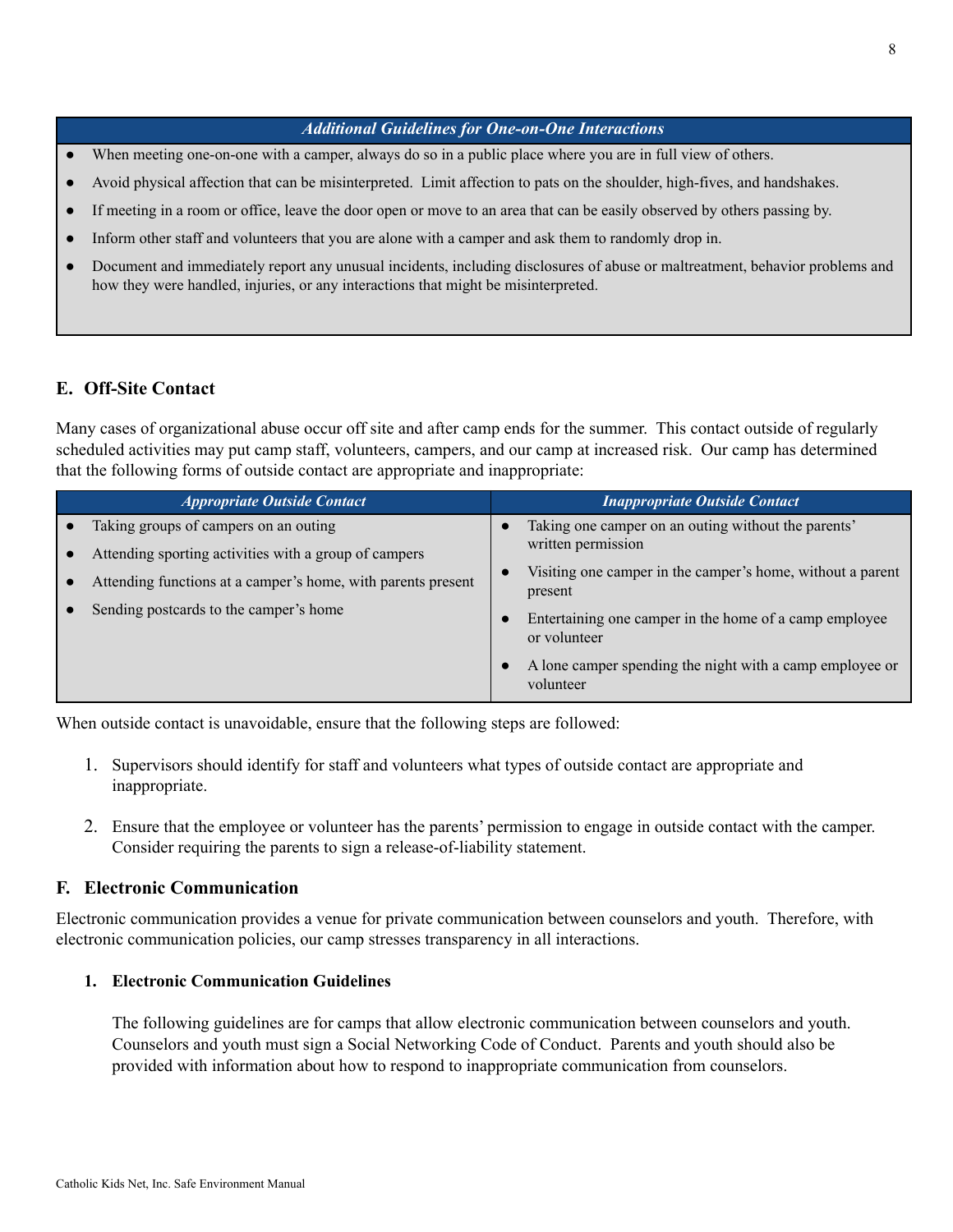| *Additional Guidelines for One-on-One Interactions* |
|---|
| • When meeting one-on-one with a camper, always do so in a public place where you are in full view of others.<br>• Avoid physical affection that can be misinterpreted. Limit affection to pats on the shoulder, high-fives, and handshakes.<br>• If meeting in a room or office, leave the door open or move to an area that can be easily observed by others passing by.<br>• Inform other staff and volunteers that you are alone with a camper and ask them to randomly drop in.<br>• Document and immediately report any unusual incidents, including disclosures of abuse or maltreatment, behavior problems and how they were handled, injuries, or any interactions that might be misinterpreted. |

## E. Off-Site Contact

Many cases of organizational abuse occur off site and after camp ends for the summer. This contact outside of regularly scheduled activities may put camp staff, volunteers, campers, and our camp at increased risk. Our camp has determined that the following forms of outside contact are appropriate and inappropriate:

| *Appropriate Outside Contact* | *Inappropriate Outside Contact* |
|---|---|
| • Taking groups of campers on an outing<br>• Attending sporting activities with a group of campers<br>• Attending functions at a camper's home, with parents present<br>• Sending postcards to the camper's home | • Taking one camper on an outing without the parents' written permission<br>• Visiting one camper in the camper's home, without a parent present<br>• Entertaining one camper in the home of a camp employee or volunteer<br>• A lone camper spending the night with a camp employee or volunteer |

When outside contact is unavoidable, ensure that the following steps are followed:

1. Supervisors should identify for staff and volunteers what types of outside contact are appropriate and inappropriate.
2. Ensure that the employee or volunteer has the parents' permission to engage in outside contact with the camper. Consider requiring the parents to sign a release-of-liability statement.

## F. Electronic Communication

Electronic communication provides a venue for private communication between counselors and youth. Therefore, with electronic communication policies, our camp stresses transparency in all interactions.

### 1. Electronic Communication Guidelines

The following guidelines are for camps that allow electronic communication between counselors and youth. Counselors and youth must sign a Social Networking Code of Conduct. Parents and youth should also be provided with information about how to respond to inappropriate communication from counselors.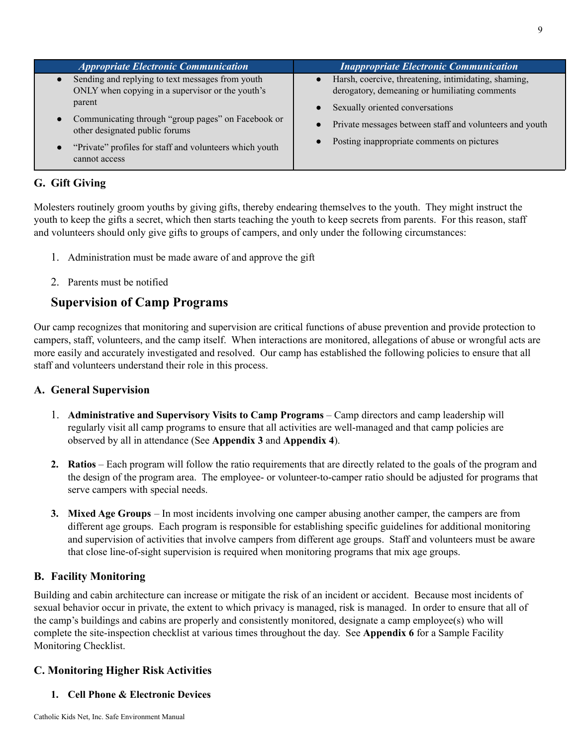| *Appropriate Electronic Communication* | *Inappropriate Electronic Communication* |
|---|---|
| • Sending and replying to text messages from youth ONLY when copying in a supervisor or the youth's parent<br>• Communicating through "group pages" on Facebook or other designated public forums<br>• "Private" profiles for staff and volunteers which youth cannot access | • Harsh, coercive, threatening, intimidating, shaming, derogatory, demeaning or humiliating comments<br>• Sexually oriented conversations<br>• Private messages between staff and volunteers and youth<br>• Posting inappropriate comments on pictures |

### G. Gift Giving

Molesters routinely groom youths by giving gifts, thereby endearing themselves to the youth. They might instruct the youth to keep the gifts a secret, which then starts teaching the youth to keep secrets from parents. For this reason, staff and volunteers should only give gifts to groups of campers, and only under the following circumstances:

1. Administration must be made aware of and approve the gift
2. Parents must be notified

## Supervision of Camp Programs

Our camp recognizes that monitoring and supervision are critical functions of abuse prevention and provide protection to campers, staff, volunteers, and the camp itself. When interactions are monitored, allegations of abuse or wrongful acts are more easily and accurately investigated and resolved. Our camp has established the following policies to ensure that all staff and volunteers understand their role in this process.

### A. General Supervision

1. **Administrative and Supervisory Visits to Camp Programs** – Camp directors and camp leadership will regularly visit all camp programs to ensure that all activities are well-managed and that camp policies are observed by all in attendance (See **Appendix 3** and **Appendix 4**).
2. **Ratios** – Each program will follow the ratio requirements that are directly related to the goals of the program and the design of the program area. The employee- or volunteer-to-camper ratio should be adjusted for programs that serve campers with special needs.
3. **Mixed Age Groups** – In most incidents involving one camper abusing another camper, the campers are from different age groups. Each program is responsible for establishing specific guidelines for additional monitoring and supervision of activities that involve campers from different age groups. Staff and volunteers must be aware that close line-of-sight supervision is required when monitoring programs that mix age groups.

### B. Facility Monitoring

Building and cabin architecture can increase or mitigate the risk of an incident or accident. Because most incidents of sexual behavior occur in private, the extent to which privacy is managed, risk is managed. In order to ensure that all of the camp's buildings and cabins are properly and consistently monitored, designate a camp employee(s) who will complete the site-inspection checklist at various times throughout the day. See **Appendix 6** for a Sample Facility Monitoring Checklist.

### C. Monitoring Higher Risk Activities

**1. Cell Phone & Electronic Devices**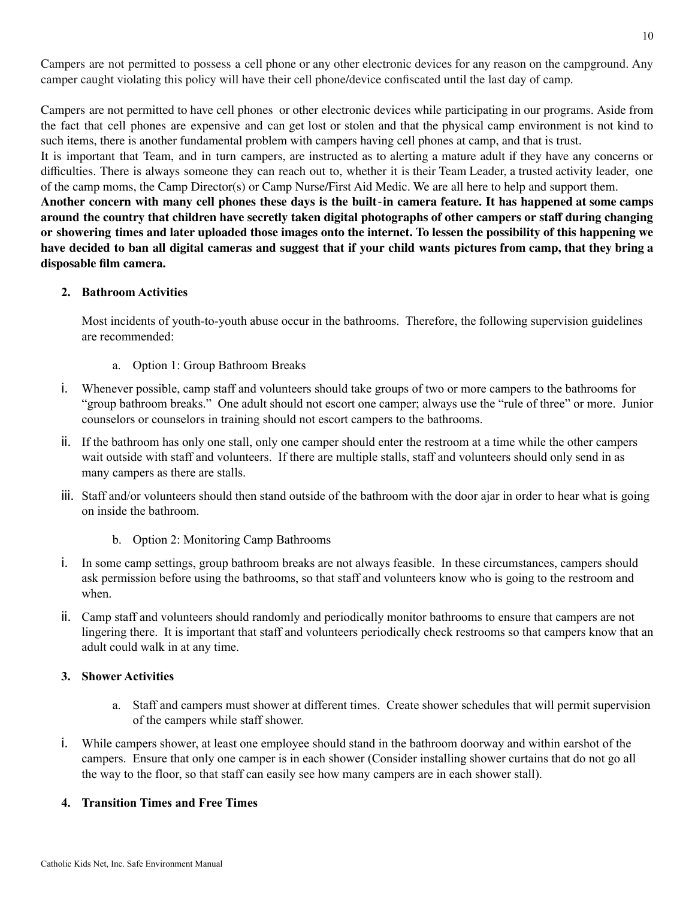Campers are not permitted to possess a cell phone or any other electronic devices for any reason on the campground. Any camper caught violating this policy will have their cell phone/device confiscated until the last day of camp.

Campers are not permitted to have cell phones or other electronic devices while participating in our programs. Aside from the fact that cell phones are expensive and can get lost or stolen and that the physical camp environment is not kind to such items, there is another fundamental problem with campers having cell phones at camp, and that is trust.
It is important that Team, and in turn campers, are instructed as to alerting a mature adult if they have any concerns or difficulties. There is always someone they can reach out to, whether it is their Team Leader, a trusted activity leader, one of the camp moms, the Camp Director(s) or Camp Nurse/First Aid Medic. We are all here to help and support them.
**Another concern with many cell phones these days is the built-in camera feature. It has happened at some camps around the country that children have secretly taken digital photographs of other campers or staff during changing or showering times and later uploaded those images onto the internet. To lessen the possibility of this happening we have decided to ban all digital cameras and suggest that if your child wants pictures from camp, that they bring a disposable film camera.**

2. **Bathroom Activities**

   Most incidents of youth-to-youth abuse occur in the bathrooms. Therefore, the following supervision guidelines are recommended:

   a. Option 1: Group Bathroom Breaks

i. Whenever possible, camp staff and volunteers should take groups of two or more campers to the bathrooms for "group bathroom breaks." One adult should not escort one camper; always use the "rule of three" or more. Junior counselors or counselors in training should not escort campers to the bathrooms.

ii. If the bathroom has only one stall, only one camper should enter the restroom at a time while the other campers wait outside with staff and volunteers. If there are multiple stalls, staff and volunteers should only send in as many campers as there are stalls.

iii. Staff and/or volunteers should then stand outside of the bathroom with the door ajar in order to hear what is going on inside the bathroom.

   b. Option 2: Monitoring Camp Bathrooms

i. In some camp settings, group bathroom breaks are not always feasible. In these circumstances, campers should ask permission before using the bathrooms, so that staff and volunteers know who is going to the restroom and when.

ii. Camp staff and volunteers should randomly and periodically monitor bathrooms to ensure that campers are not lingering there. It is important that staff and volunteers periodically check restrooms so that campers know that an adult could walk in at any time.

3. **Shower Activities**

   a. Staff and campers must shower at different times. Create shower schedules that will permit supervision of the campers while staff shower.

i. While campers shower, at least one employee should stand in the bathroom doorway and within earshot of the campers. Ensure that only one camper is in each shower (Consider installing shower curtains that do not go all the way to the floor, so that staff can easily see how many campers are in each shower stall).

4. **Transition Times and Free Times**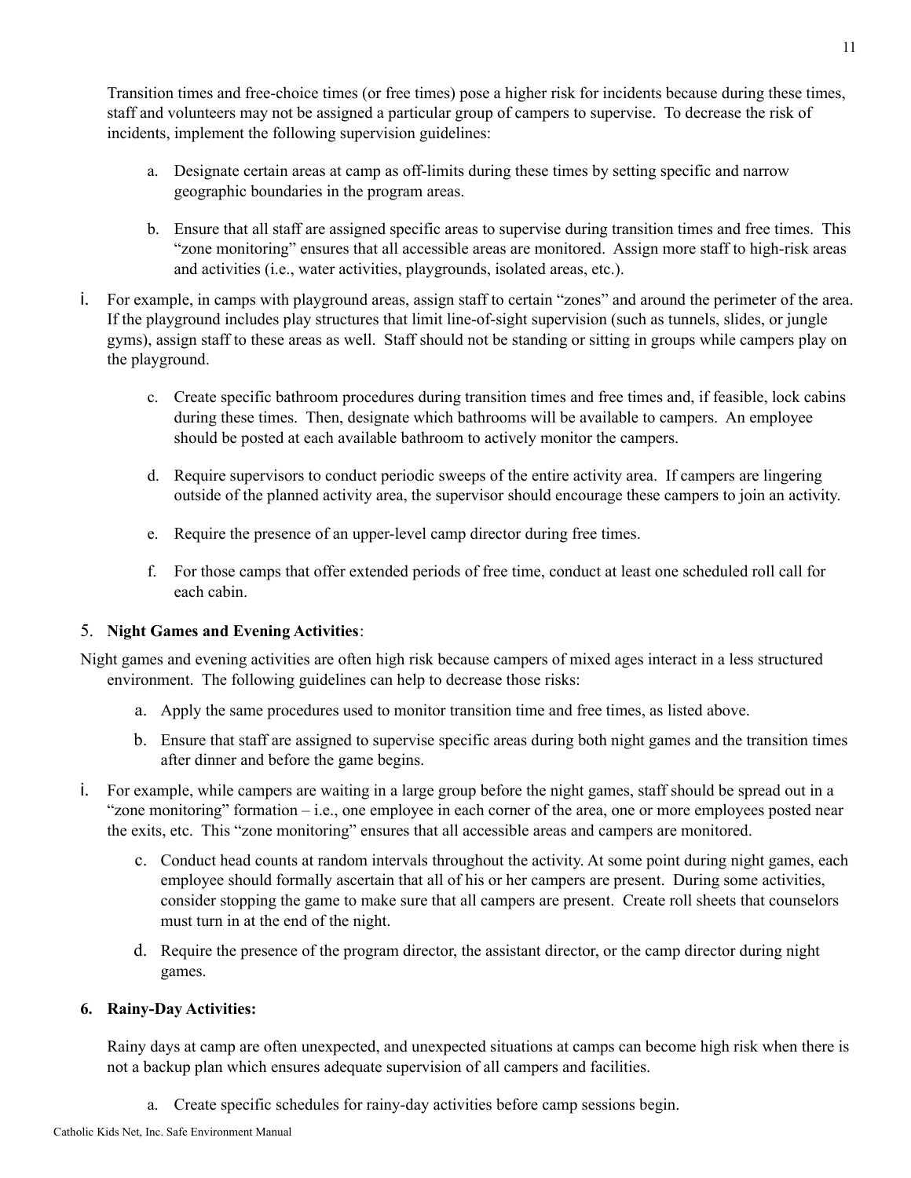Transition times and free-choice times (or free times) pose a higher risk for incidents because during these times, staff and volunteers may not be assigned a particular group of campers to supervise. To decrease the risk of incidents, implement the following supervision guidelines:

a. Designate certain areas at camp as off-limits during these times by setting specific and narrow geographic boundaries in the program areas.

b. Ensure that all staff are assigned specific areas to supervise during transition times and free times. This "zone monitoring" ensures that all accessible areas are monitored. Assign more staff to high-risk areas and activities (i.e., water activities, playgrounds, isolated areas, etc.).

i. For example, in camps with playground areas, assign staff to certain "zones" and around the perimeter of the area. If the playground includes play structures that limit line-of-sight supervision (such as tunnels, slides, or jungle gyms), assign staff to these areas as well. Staff should not be standing or sitting in groups while campers play on the playground.

c. Create specific bathroom procedures during transition times and free times and, if feasible, lock cabins during these times. Then, designate which bathrooms will be available to campers. An employee should be posted at each available bathroom to actively monitor the campers.

d. Require supervisors to conduct periodic sweeps of the entire activity area. If campers are lingering outside of the planned activity area, the supervisor should encourage these campers to join an activity.

e. Require the presence of an upper-level camp director during free times.

f. For those camps that offer extended periods of free time, conduct at least one scheduled roll call for each cabin.

5. **Night Games and Evening Activities**:

Night games and evening activities are often high risk because campers of mixed ages interact in a less structured environment. The following guidelines can help to decrease those risks:

a. Apply the same procedures used to monitor transition time and free times, as listed above.

b. Ensure that staff are assigned to supervise specific areas during both night games and the transition times after dinner and before the game begins.

i. For example, while campers are waiting in a large group before the night games, staff should be spread out in a "zone monitoring" formation – i.e., one employee in each corner of the area, one or more employees posted near the exits, etc. This "zone monitoring" ensures that all accessible areas and campers are monitored.

c. Conduct head counts at random intervals throughout the activity. At some point during night games, each employee should formally ascertain that all of his or her campers are present. During some activities, consider stopping the game to make sure that all campers are present. Create roll sheets that counselors must turn in at the end of the night.

d. Require the presence of the program director, the assistant director, or the camp director during night games.

**6. Rainy-Day Activities:**

Rainy days at camp are often unexpected, and unexpected situations at camps can become high risk when there is not a backup plan which ensures adequate supervision of all campers and facilities.

a. Create specific schedules for rainy-day activities before camp sessions begin.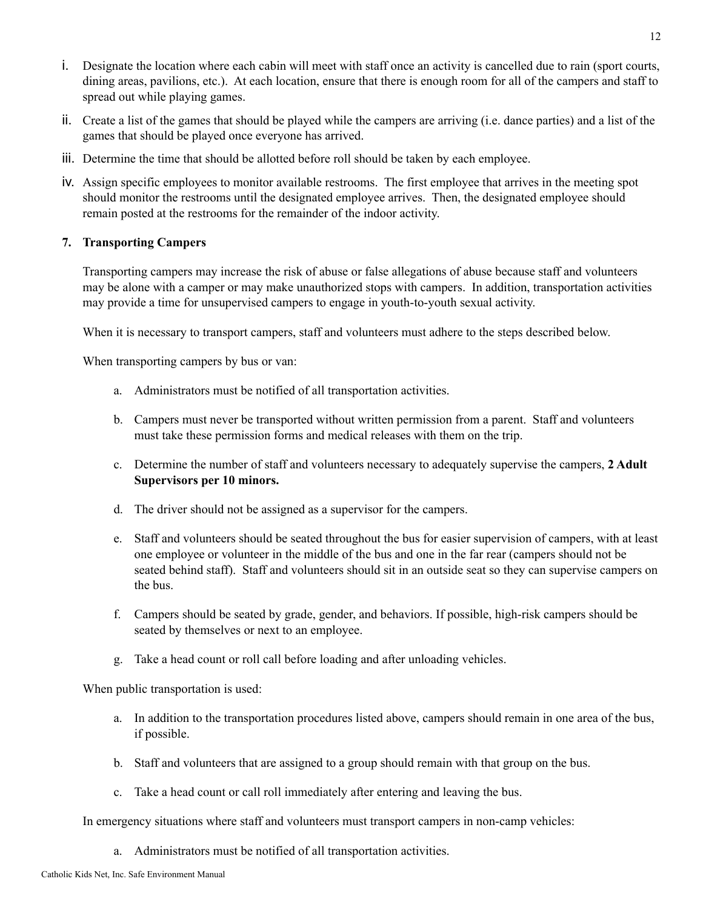i. Designate the location where each cabin will meet with staff once an activity is cancelled due to rain (sport courts, dining areas, pavilions, etc.). At each location, ensure that there is enough room for all of the campers and staff to spread out while playing games.

ii. Create a list of the games that should be played while the campers are arriving (i.e. dance parties) and a list of the games that should be played once everyone has arrived.

iii. Determine the time that should be allotted before roll should be taken by each employee.

iv. Assign specific employees to monitor available restrooms. The first employee that arrives in the meeting spot should monitor the restrooms until the designated employee arrives. Then, the designated employee should remain posted at the restrooms for the remainder of the indoor activity.

**7. Transporting Campers**

Transporting campers may increase the risk of abuse or false allegations of abuse because staff and volunteers may be alone with a camper or may make unauthorized stops with campers. In addition, transportation activities may provide a time for unsupervised campers to engage in youth-to-youth sexual activity.

When it is necessary to transport campers, staff and volunteers must adhere to the steps described below.

When transporting campers by bus or van:

a. Administrators must be notified of all transportation activities.

b. Campers must never be transported without written permission from a parent. Staff and volunteers must take these permission forms and medical releases with them on the trip.

c. Determine the number of staff and volunteers necessary to adequately supervise the campers, **2 Adult Supervisors per 10 minors.**

d. The driver should not be assigned as a supervisor for the campers.

e. Staff and volunteers should be seated throughout the bus for easier supervision of campers, with at least one employee or volunteer in the middle of the bus and one in the far rear (campers should not be seated behind staff). Staff and volunteers should sit in an outside seat so they can supervise campers on the bus.

f. Campers should be seated by grade, gender, and behaviors. If possible, high-risk campers should be seated by themselves or next to an employee.

g. Take a head count or roll call before loading and after unloading vehicles.

When public transportation is used:

a. In addition to the transportation procedures listed above, campers should remain in one area of the bus, if possible.

b. Staff and volunteers that are assigned to a group should remain with that group on the bus.

c. Take a head count or call roll immediately after entering and leaving the bus.

In emergency situations where staff and volunteers must transport campers in non-camp vehicles:

a. Administrators must be notified of all transportation activities.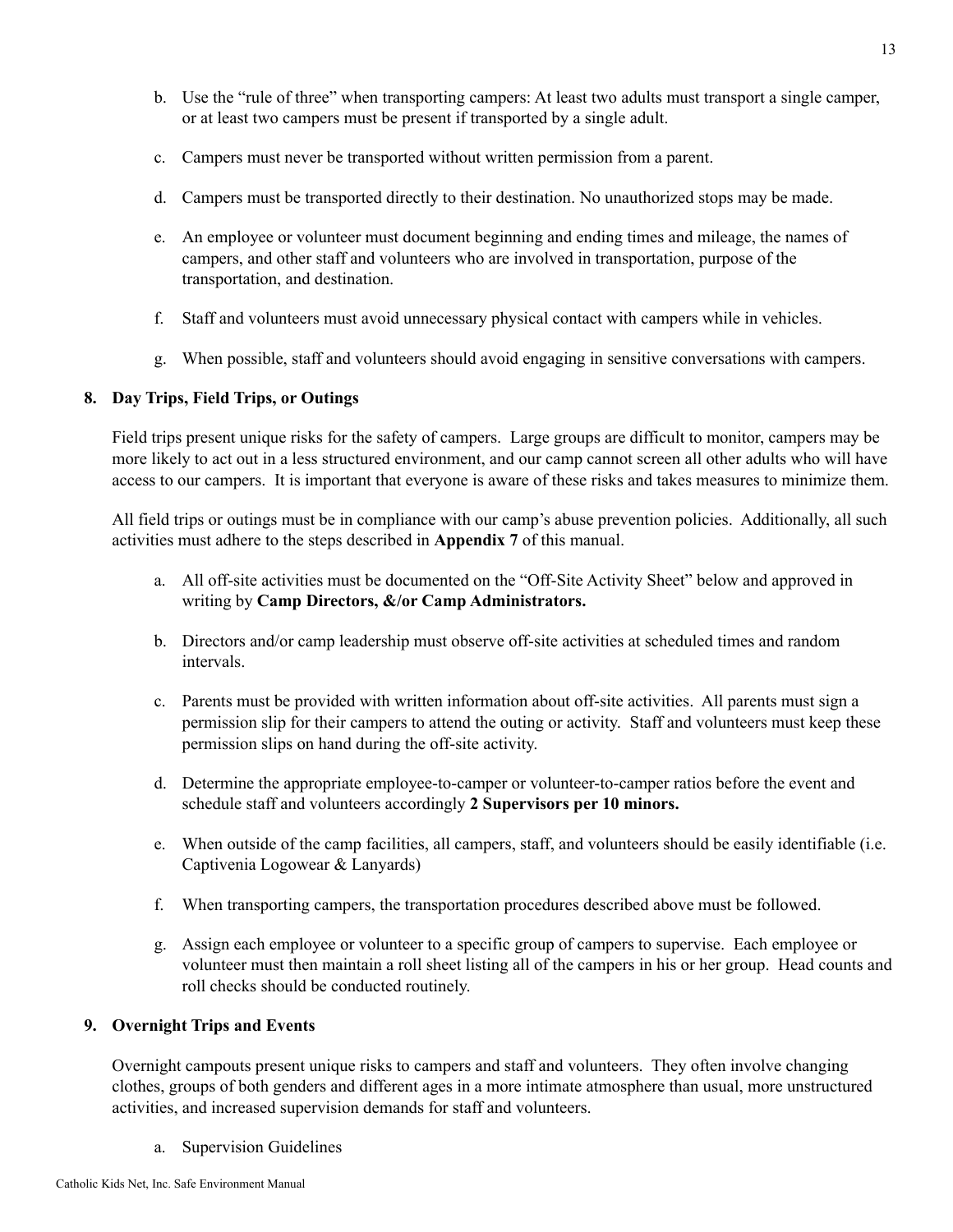b. Use the "rule of three" when transporting campers: At least two adults must transport a single camper, or at least two campers must be present if transported by a single adult.

c. Campers must never be transported without written permission from a parent.

d. Campers must be transported directly to their destination. No unauthorized stops may be made.

e. An employee or volunteer must document beginning and ending times and mileage, the names of campers, and other staff and volunteers who are involved in transportation, purpose of the transportation, and destination.

f. Staff and volunteers must avoid unnecessary physical contact with campers while in vehicles.

g. When possible, staff and volunteers should avoid engaging in sensitive conversations with campers.

**8. Day Trips, Field Trips, or Outings**

Field trips present unique risks for the safety of campers. Large groups are difficult to monitor, campers may be more likely to act out in a less structured environment, and our camp cannot screen all other adults who will have access to our campers. It is important that everyone is aware of these risks and takes measures to minimize them.

All field trips or outings must be in compliance with our camp's abuse prevention policies. Additionally, all such activities must adhere to the steps described in **Appendix 7** of this manual.

a. All off-site activities must be documented on the "Off-Site Activity Sheet" below and approved in writing by **Camp Directors, &/or Camp Administrators.**

b. Directors and/or camp leadership must observe off-site activities at scheduled times and random intervals.

c. Parents must be provided with written information about off-site activities. All parents must sign a permission slip for their campers to attend the outing or activity. Staff and volunteers must keep these permission slips on hand during the off-site activity.

d. Determine the appropriate employee-to-camper or volunteer-to-camper ratios before the event and schedule staff and volunteers accordingly **2 Supervisors per 10 minors.**

e. When outside of the camp facilities, all campers, staff, and volunteers should be easily identifiable (i.e. Captivenia Logowear & Lanyards)

f. When transporting campers, the transportation procedures described above must be followed.

g. Assign each employee or volunteer to a specific group of campers to supervise. Each employee or volunteer must then maintain a roll sheet listing all of the campers in his or her group. Head counts and roll checks should be conducted routinely.

**9. Overnight Trips and Events**

Overnight campouts present unique risks to campers and staff and volunteers. They often involve changing clothes, groups of both genders and different ages in a more intimate atmosphere than usual, more unstructured activities, and increased supervision demands for staff and volunteers.

a. Supervision Guidelines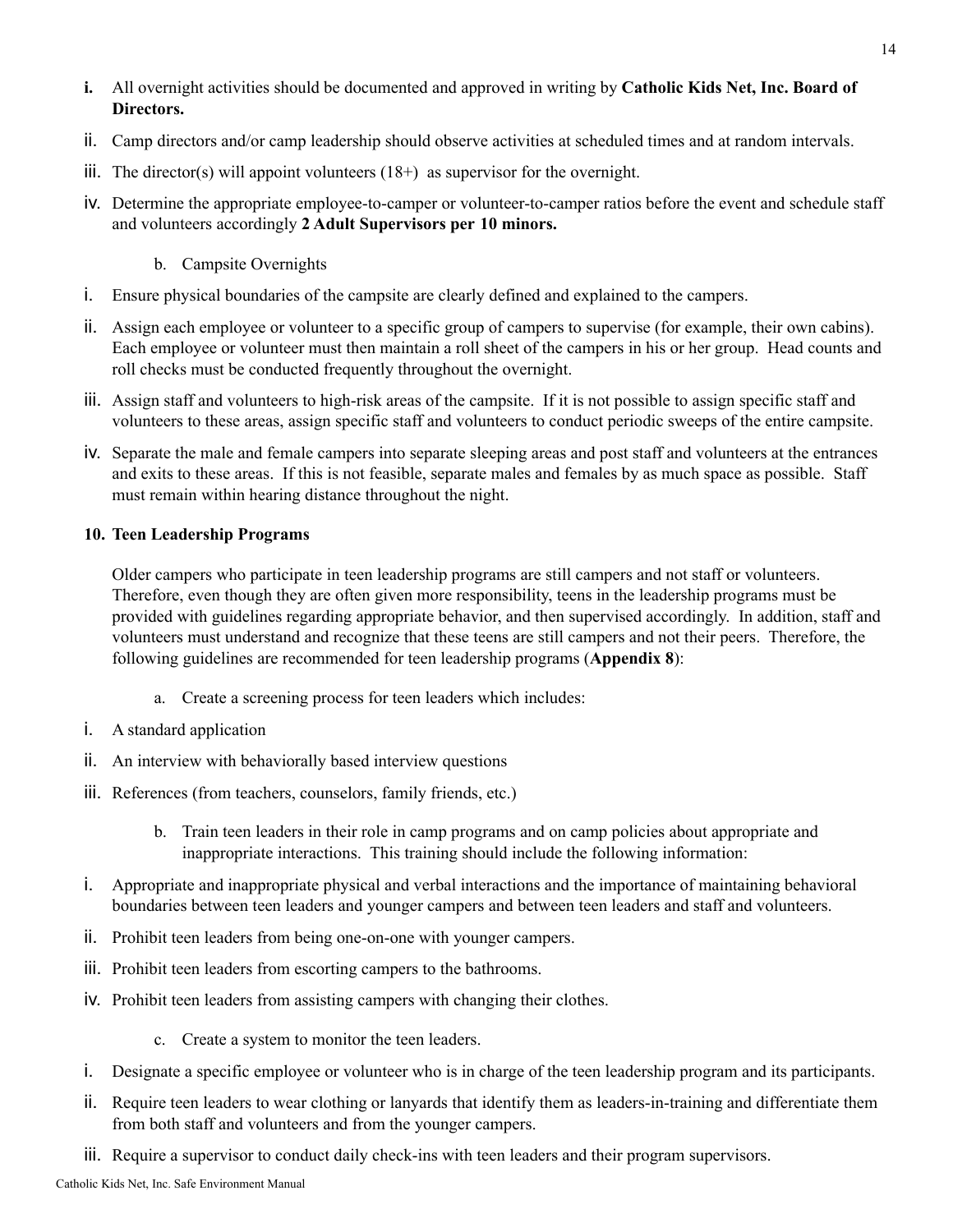i. All overnight activities should be documented and approved in writing by **Catholic Kids Net, Inc. Board of Directors.**

ii. Camp directors and/or camp leadership should observe activities at scheduled times and at random intervals.

iii. The director(s) will appoint volunteers (18+) as supervisor for the overnight.

iv. Determine the appropriate employee-to-camper or volunteer-to-camper ratios before the event and schedule staff and volunteers accordingly **2 Adult Supervisors per 10 minors.**

b. Campsite Overnights

i. Ensure physical boundaries of the campsite are clearly defined and explained to the campers.

ii. Assign each employee or volunteer to a specific group of campers to supervise (for example, their own cabins). Each employee or volunteer must then maintain a roll sheet of the campers in his or her group. Head counts and roll checks must be conducted frequently throughout the overnight.

iii. Assign staff and volunteers to high-risk areas of the campsite. If it is not possible to assign specific staff and volunteers to these areas, assign specific staff and volunteers to conduct periodic sweeps of the entire campsite.

iv. Separate the male and female campers into separate sleeping areas and post staff and volunteers at the entrances and exits to these areas. If this is not feasible, separate males and females by as much space as possible. Staff must remain within hearing distance throughout the night.

**10. Teen Leadership Programs**

Older campers who participate in teen leadership programs are still campers and not staff or volunteers. Therefore, even though they are often given more responsibility, teens in the leadership programs must be provided with guidelines regarding appropriate behavior, and then supervised accordingly. In addition, staff and volunteers must understand and recognize that these teens are still campers and not their peers. Therefore, the following guidelines are recommended for teen leadership programs (**Appendix 8**):

a. Create a screening process for teen leaders which includes:

i. A standard application

ii. An interview with behaviorally based interview questions

iii. References (from teachers, counselors, family friends, etc.)

b. Train teen leaders in their role in camp programs and on camp policies about appropriate and inappropriate interactions. This training should include the following information:

i. Appropriate and inappropriate physical and verbal interactions and the importance of maintaining behavioral boundaries between teen leaders and younger campers and between teen leaders and staff and volunteers.

ii. Prohibit teen leaders from being one-on-one with younger campers.

iii. Prohibit teen leaders from escorting campers to the bathrooms.

iv. Prohibit teen leaders from assisting campers with changing their clothes.

c. Create a system to monitor the teen leaders.

i. Designate a specific employee or volunteer who is in charge of the teen leadership program and its participants.

ii. Require teen leaders to wear clothing or lanyards that identify them as leaders-in-training and differentiate them from both staff and volunteers and from the younger campers.

iii. Require a supervisor to conduct daily check-ins with teen leaders and their program supervisors.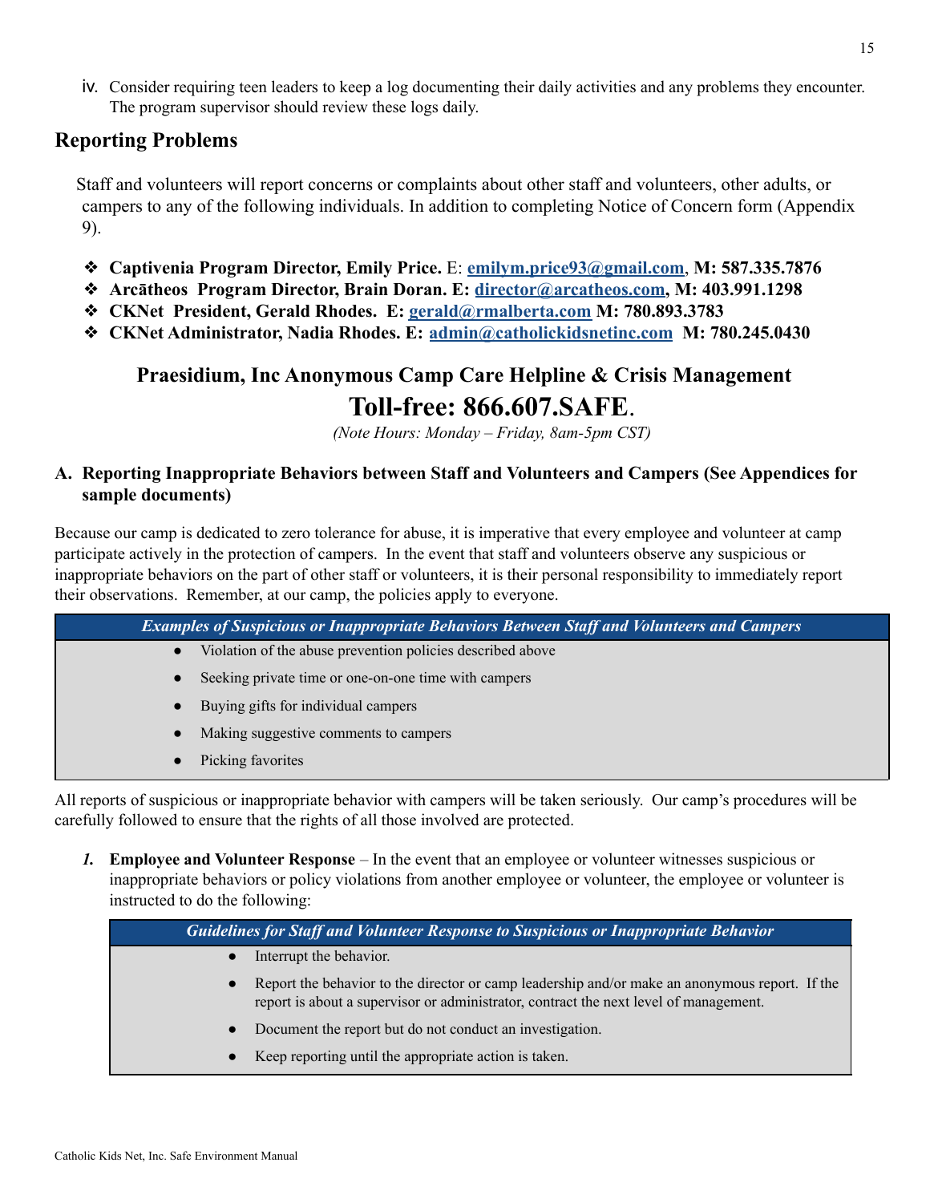iv. Consider requiring teen leaders to keep a log documenting their daily activities and any problems they encounter. The program supervisor should review these logs daily.

## Reporting Problems

Staff and volunteers will report concerns or complaints about other staff and volunteers, other adults, or campers to any of the following individuals. In addition to completing Notice of Concern form (Appendix 9).

- **Captivenia Program Director, Emily Price.** E: **emilym.price93@gmail.com**, **M: 587.335.7876**
- **Arcātheos Program Director, Brain Doran. E: director@arcatheos.com, M: 403.991.1298**
- **CKNet President, Gerald Rhodes. E: gerald@rmalberta.com M: 780.893.3783**
- **CKNet Administrator, Nadia Rhodes. E: admin@catholickidsnetinc.com M: 780.245.0430**

### Praesidium, Inc Anonymous Camp Care Helpline & Crisis Management

## Toll-free: 866.607.SAFE.

*(Note Hours: Monday – Friday, 8am-5pm CST)*

### A. Reporting Inappropriate Behaviors between Staff and Volunteers and Campers (See Appendices for sample documents)

Because our camp is dedicated to zero tolerance for abuse, it is imperative that every employee and volunteer at camp participate actively in the protection of campers. In the event that staff and volunteers observe any suspicious or inappropriate behaviors on the part of other staff or volunteers, it is their personal responsibility to immediately report their observations. Remember, at our camp, the policies apply to everyone.

| *Examples of Suspicious or Inappropriate Behaviors Between Staff and Volunteers and Campers* |
|---|
| • Violation of the abuse prevention policies described above<br>• Seeking private time or one-on-one time with campers<br>• Buying gifts for individual campers<br>• Making suggestive comments to campers<br>• Picking favorites |

All reports of suspicious or inappropriate behavior with campers will be taken seriously. Our camp's procedures will be carefully followed to ensure that the rights of all those involved are protected.

1. **Employee and Volunteer Response** – In the event that an employee or volunteer witnesses suspicious or inappropriate behaviors or policy violations from another employee or volunteer, the employee or volunteer is instructed to do the following:

| *Guidelines for Staff and Volunteer Response to Suspicious or Inappropriate Behavior* |
|---|
| • Interrupt the behavior.<br>• Report the behavior to the director or camp leadership and/or make an anonymous report. If the report is about a supervisor or administrator, contract the next level of management.<br>• Document the report but do not conduct an investigation.<br>• Keep reporting until the appropriate action is taken. |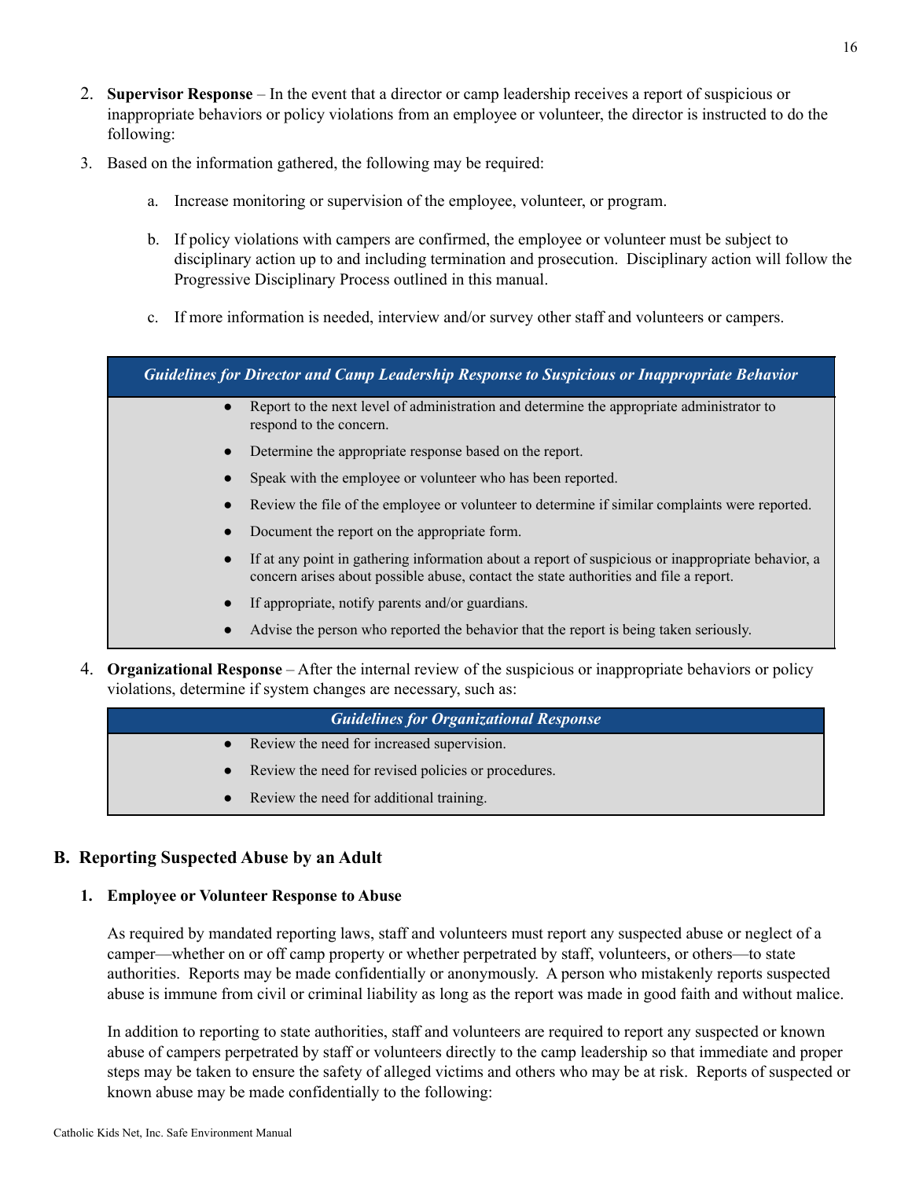2. **Supervisor Response** – In the event that a director or camp leadership receives a report of suspicious or inappropriate behaviors or policy violations from an employee or volunteer, the director is instructed to do the following:

3. Based on the information gathered, the following may be required:

   a. Increase monitoring or supervision of the employee, volunteer, or program.

   b. If policy violations with campers are confirmed, the employee or volunteer must be subject to disciplinary action up to and including termination and prosecution. Disciplinary action will follow the Progressive Disciplinary Process outlined in this manual.

   c. If more information is needed, interview and/or survey other staff and volunteers or campers.

| *Guidelines for Director and Camp Leadership Response to Suspicious or Inappropriate Behavior* |
|---|
| • Report to the next level of administration and determine the appropriate administrator to respond to the concern.<br>• Determine the appropriate response based on the report.<br>• Speak with the employee or volunteer who has been reported.<br>• Review the file of the employee or volunteer to determine if similar complaints were reported.<br>• Document the report on the appropriate form.<br>• If at any point in gathering information about a report of suspicious or inappropriate behavior, a concern arises about possible abuse, contact the state authorities and file a report.<br>• If appropriate, notify parents and/or guardians.<br>• Advise the person who reported the behavior that the report is being taken seriously. |

4. **Organizational Response** – After the internal review of the suspicious or inappropriate behaviors or policy violations, determine if system changes are necessary, such as:

| *Guidelines for Organizational Response* |
|---|
| • Review the need for increased supervision.<br>• Review the need for revised policies or procedures.<br>• Review the need for additional training. |

## B. Reporting Suspected Abuse by an Adult

### 1. Employee or Volunteer Response to Abuse

As required by mandated reporting laws, staff and volunteers must report any suspected abuse or neglect of a camper—whether on or off camp property or whether perpetrated by staff, volunteers, or others—to state authorities. Reports may be made confidentially or anonymously. A person who mistakenly reports suspected abuse is immune from civil or criminal liability as long as the report was made in good faith and without malice.

In addition to reporting to state authorities, staff and volunteers are required to report any suspected or known abuse of campers perpetrated by staff or volunteers directly to the camp leadership so that immediate and proper steps may be taken to ensure the safety of alleged victims and others who may be at risk. Reports of suspected or known abuse may be made confidentially to the following: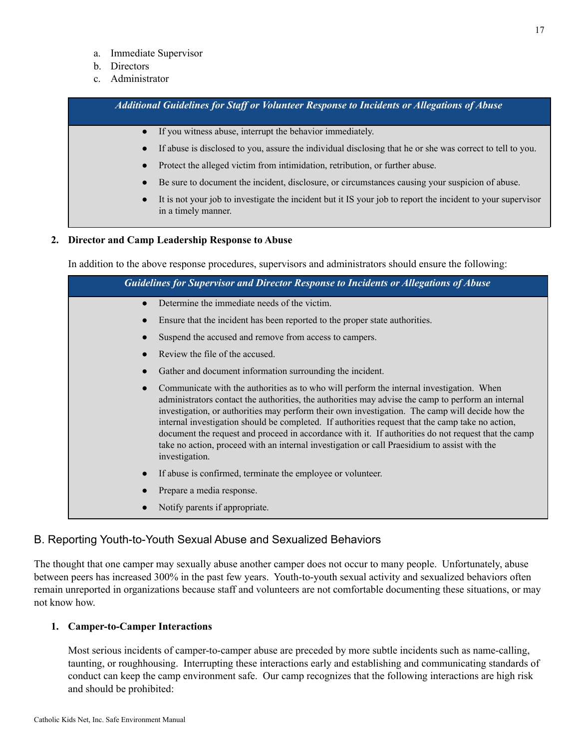a. Immediate Supervisor
b. Directors
c. Administrator

| ***Additional Guidelines for Staff or Volunteer Response to Incidents or Allegations of Abuse*** |
| --- |
| • If you witness abuse, interrupt the behavior immediately.<br>• If abuse is disclosed to you, assure the individual disclosing that he or she was correct to tell to you.<br>• Protect the alleged victim from intimidation, retribution, or further abuse.<br>• Be sure to document the incident, disclosure, or circumstances causing your suspicion of abuse.<br>• It is not your job to investigate the incident but it IS your job to report the incident to your supervisor in a timely manner. |

**2. Director and Camp Leadership Response to Abuse**

In addition to the above response procedures, supervisors and administrators should ensure the following:

| ***Guidelines for Supervisor and Director Response to Incidents or Allegations of Abuse*** |
| --- |
| • Determine the immediate needs of the victim.<br>• Ensure that the incident has been reported to the proper state authorities.<br>• Suspend the accused and remove from access to campers.<br>• Review the file of the accused.<br>• Gather and document information surrounding the incident.<br>• Communicate with the authorities as to who will perform the internal investigation. When administrators contact the authorities, the authorities may advise the camp to perform an internal investigation, or authorities may perform their own investigation. The camp will decide how the internal investigation should be completed. If authorities request that the camp take no action, document the request and proceed in accordance with it. If authorities do not request that the camp take no action, proceed with an internal investigation or call Praesidium to assist with the investigation.<br>• If abuse is confirmed, terminate the employee or volunteer.<br>• Prepare a media response.<br>• Notify parents if appropriate. |

## B. Reporting Youth-to-Youth Sexual Abuse and Sexualized Behaviors

The thought that one camper may sexually abuse another camper does not occur to many people. Unfortunately, abuse between peers has increased 300% in the past few years. Youth-to-youth sexual activity and sexualized behaviors often remain unreported in organizations because staff and volunteers are not comfortable documenting these situations, or may not know how.

**1. Camper-to-Camper Interactions**

Most serious incidents of camper-to-camper abuse are preceded by more subtle incidents such as name-calling, taunting, or roughhousing. Interrupting these interactions early and establishing and communicating standards of conduct can keep the camp environment safe. Our camp recognizes that the following interactions are high risk and should be prohibited: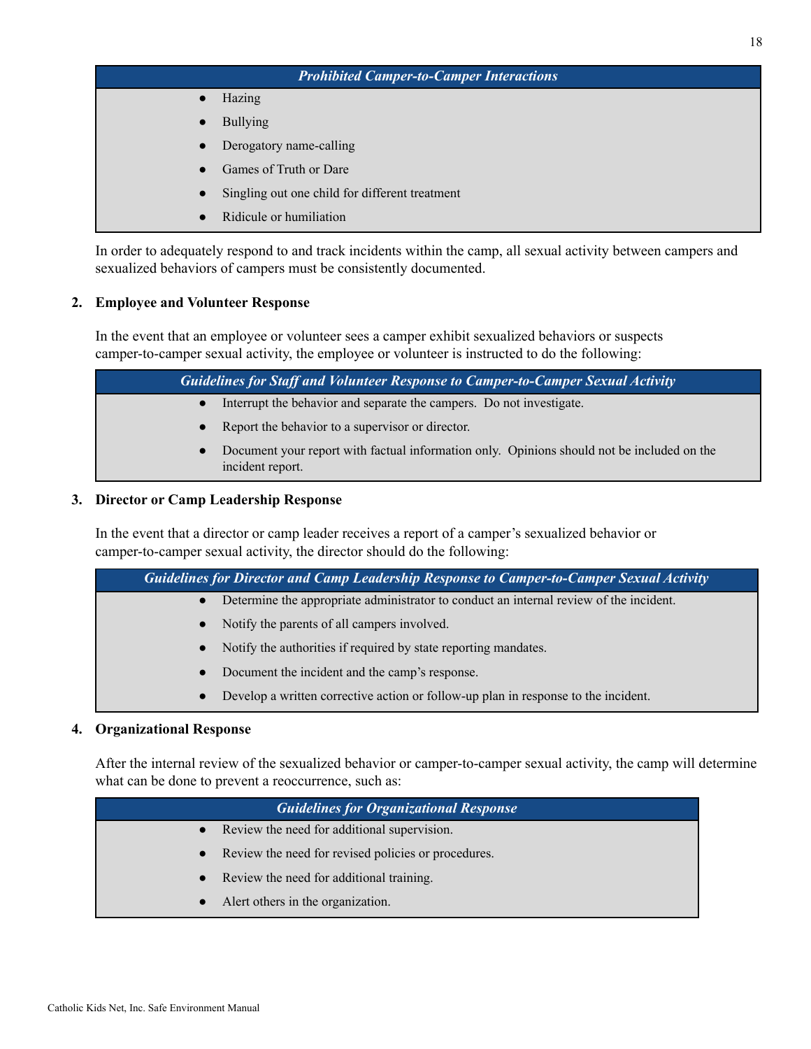| *Prohibited Camper-to-Camper Interactions* |
| --- |
| • Hazing<br>• Bullying<br>• Derogatory name-calling<br>• Games of Truth or Dare<br>• Singling out one child for different treatment<br>• Ridicule or humiliation |

In order to adequately respond to and track incidents within the camp, all sexual activity between campers and sexualized behaviors of campers must be consistently documented.

**2. Employee and Volunteer Response**

In the event that an employee or volunteer sees a camper exhibit sexualized behaviors or suspects camper-to-camper sexual activity, the employee or volunteer is instructed to do the following:

| *Guidelines for Staff and Volunteer Response to Camper-to-Camper Sexual Activity* |
| --- |
| • Interrupt the behavior and separate the campers. Do not investigate.<br>• Report the behavior to a supervisor or director.<br>• Document your report with factual information only. Opinions should not be included on the incident report. |

**3. Director or Camp Leadership Response**

In the event that a director or camp leader receives a report of a camper's sexualized behavior or camper-to-camper sexual activity, the director should do the following:

| *Guidelines for Director and Camp Leadership Response to Camper-to-Camper Sexual Activity* |
| --- |
| • Determine the appropriate administrator to conduct an internal review of the incident.<br>• Notify the parents of all campers involved.<br>• Notify the authorities if required by state reporting mandates.<br>• Document the incident and the camp's response.<br>• Develop a written corrective action or follow-up plan in response to the incident. |

**4. Organizational Response**

After the internal review of the sexualized behavior or camper-to-camper sexual activity, the camp will determine what can be done to prevent a reoccurrence, such as:

| *Guidelines for Organizational Response* |
| --- |
| • Review the need for additional supervision.<br>• Review the need for revised policies or procedures.<br>• Review the need for additional training.<br>• Alert others in the organization. |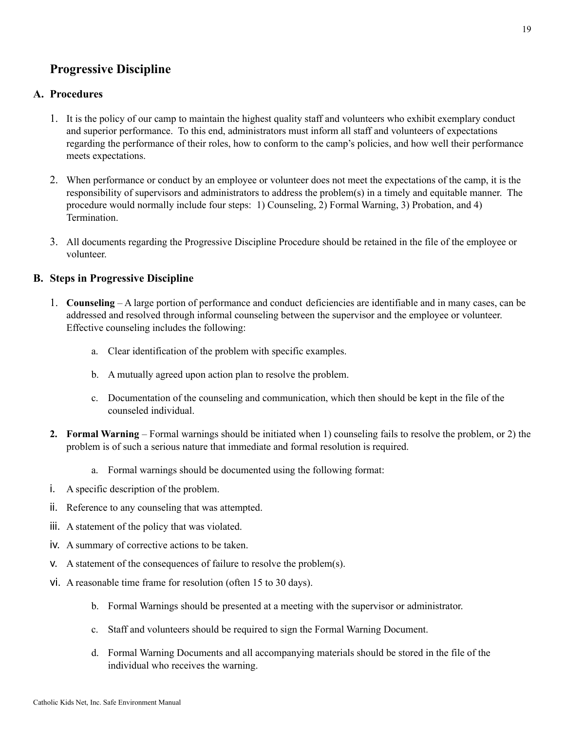## Progressive Discipline

### A. Procedures

1. It is the policy of our camp to maintain the highest quality staff and volunteers who exhibit exemplary conduct and superior performance. To this end, administrators must inform all staff and volunteers of expectations regarding the performance of their roles, how to conform to the camp's policies, and how well their performance meets expectations.

2. When performance or conduct by an employee or volunteer does not meet the expectations of the camp, it is the responsibility of supervisors and administrators to address the problem(s) in a timely and equitable manner. The procedure would normally include four steps: 1) Counseling, 2) Formal Warning, 3) Probation, and 4) Termination.

3. All documents regarding the Progressive Discipline Procedure should be retained in the file of the employee or volunteer.

### B. Steps in Progressive Discipline

1. **Counseling** – A large portion of performance and conduct deficiencies are identifiable and in many cases, can be addressed and resolved through informal counseling between the supervisor and the employee or volunteer. Effective counseling includes the following:

    a. Clear identification of the problem with specific examples.

    b. A mutually agreed upon action plan to resolve the problem.

    c. Documentation of the counseling and communication, which then should be kept in the file of the counseled individual.

2. **Formal Warning** – Formal warnings should be initiated when 1) counseling fails to resolve the problem, or 2) the problem is of such a serious nature that immediate and formal resolution is required.

    a. Formal warnings should be documented using the following format:

    i. A specific description of the problem.

    ii. Reference to any counseling that was attempted.

    iii. A statement of the policy that was violated.

    iv. A summary of corrective actions to be taken.

    v. A statement of the consequences of failure to resolve the problem(s).

    vi. A reasonable time frame for resolution (often 15 to 30 days).

    b. Formal Warnings should be presented at a meeting with the supervisor or administrator.

    c. Staff and volunteers should be required to sign the Formal Warning Document.

    d. Formal Warning Documents and all accompanying materials should be stored in the file of the individual who receives the warning.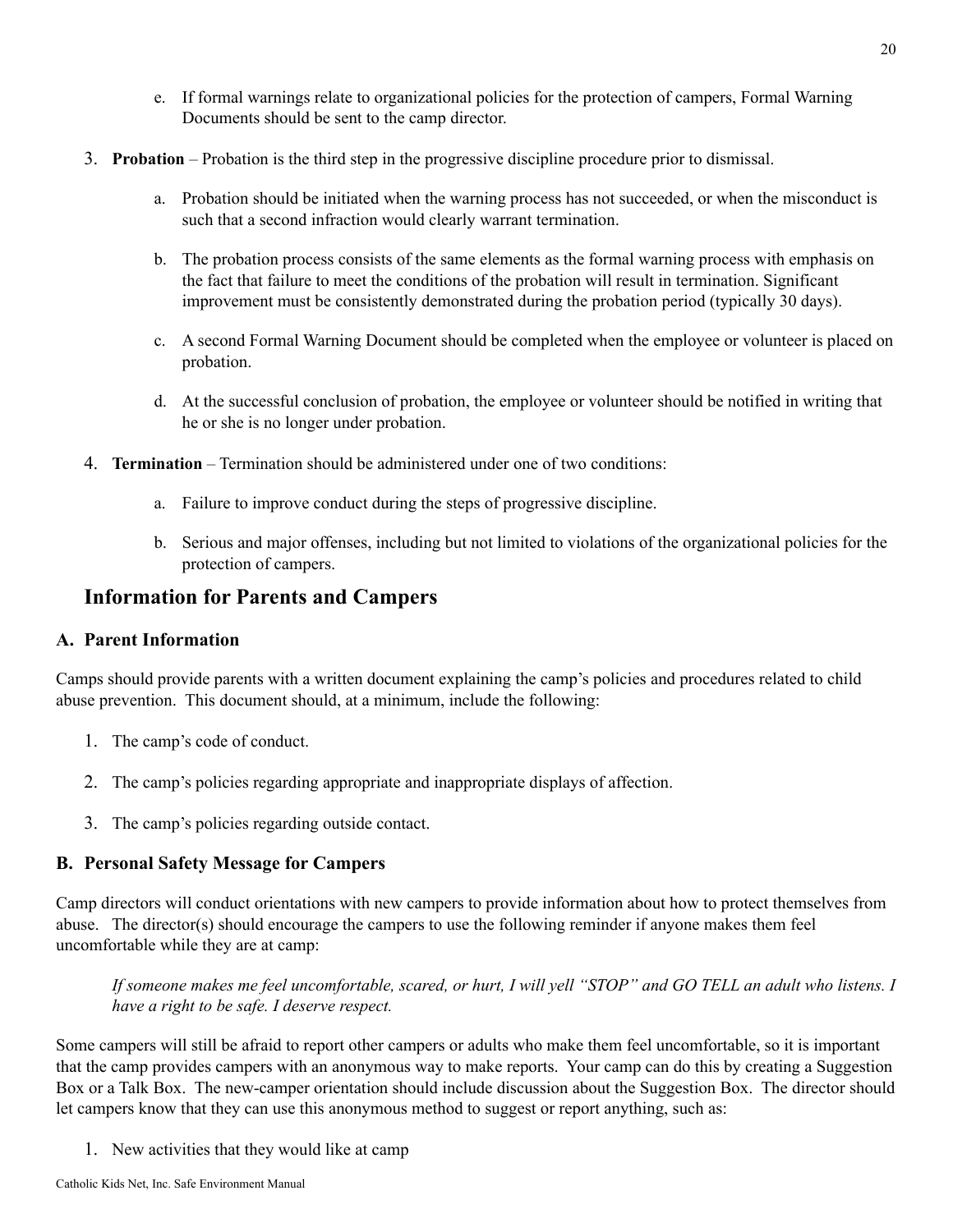e. If formal warnings relate to organizational policies for the protection of campers, Formal Warning Documents should be sent to the camp director.

3. **Probation** – Probation is the third step in the progressive discipline procedure prior to dismissal.

   a. Probation should be initiated when the warning process has not succeeded, or when the misconduct is such that a second infraction would clearly warrant termination.

   b. The probation process consists of the same elements as the formal warning process with emphasis on the fact that failure to meet the conditions of the probation will result in termination. Significant improvement must be consistently demonstrated during the probation period (typically 30 days).

   c. A second Formal Warning Document should be completed when the employee or volunteer is placed on probation.

   d. At the successful conclusion of probation, the employee or volunteer should be notified in writing that he or she is no longer under probation.

4. **Termination** – Termination should be administered under one of two conditions:

   a. Failure to improve conduct during the steps of progressive discipline.

   b. Serious and major offenses, including but not limited to violations of the organizational policies for the protection of campers.

## Information for Parents and Campers

### A. Parent Information

Camps should provide parents with a written document explaining the camp's policies and procedures related to child abuse prevention. This document should, at a minimum, include the following:

1. The camp's code of conduct.
2. The camp's policies regarding appropriate and inappropriate displays of affection.
3. The camp's policies regarding outside contact.

### B. Personal Safety Message for Campers

Camp directors will conduct orientations with new campers to provide information about how to protect themselves from abuse. The director(s) should encourage the campers to use the following reminder if anyone makes them feel uncomfortable while they are at camp:

*If someone makes me feel uncomfortable, scared, or hurt, I will yell "STOP" and GO TELL an adult who listens. I have a right to be safe. I deserve respect.*

Some campers will still be afraid to report other campers or adults who make them feel uncomfortable, so it is important that the camp provides campers with an anonymous way to make reports. Your camp can do this by creating a Suggestion Box or a Talk Box. The new-camper orientation should include discussion about the Suggestion Box. The director should let campers know that they can use this anonymous method to suggest or report anything, such as:

1. New activities that they would like at camp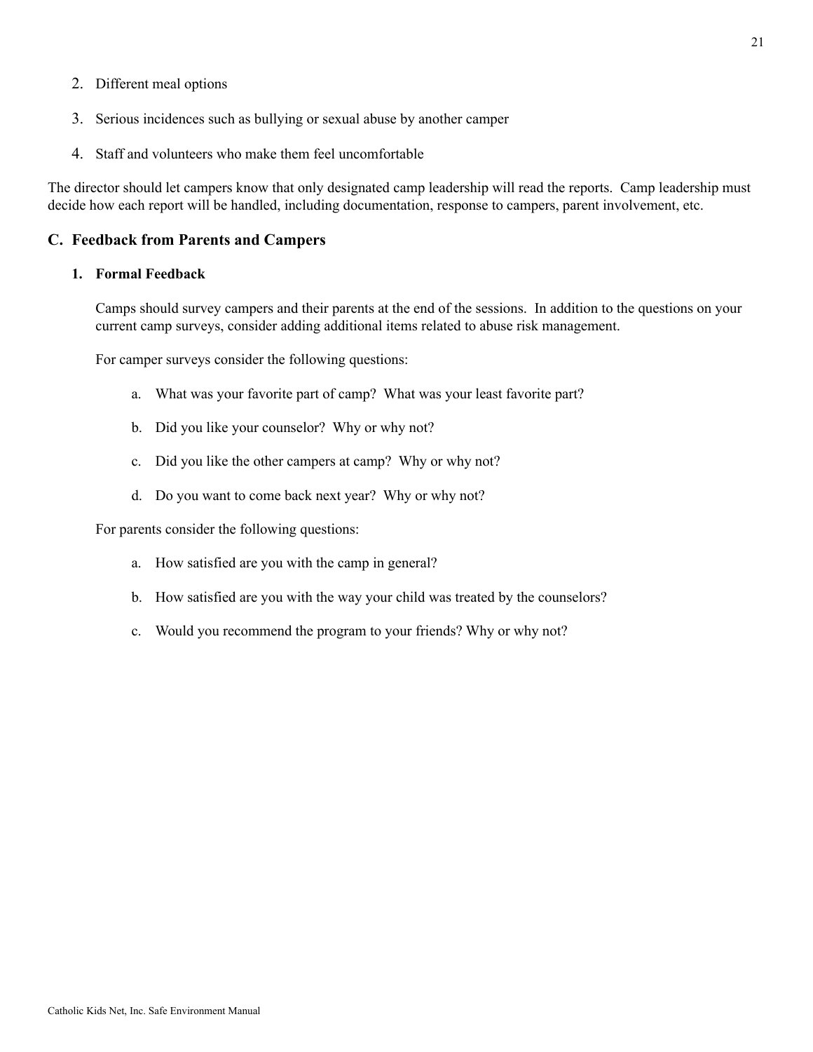2. Different meal options

3. Serious incidences such as bullying or sexual abuse by another camper

4. Staff and volunteers who make them feel uncomfortable

The director should let campers know that only designated camp leadership will read the reports. Camp leadership must decide how each report will be handled, including documentation, response to campers, parent involvement, etc.

## C. Feedback from Parents and Campers

### 1. Formal Feedback

Camps should survey campers and their parents at the end of the sessions. In addition to the questions on your current camp surveys, consider adding additional items related to abuse risk management.

For camper surveys consider the following questions:

a. What was your favorite part of camp? What was your least favorite part?

b. Did you like your counselor? Why or why not?

c. Did you like the other campers at camp? Why or why not?

d. Do you want to come back next year? Why or why not?

For parents consider the following questions:

a. How satisfied are you with the camp in general?

b. How satisfied are you with the way your child was treated by the counselors?

c. Would you recommend the program to your friends? Why or why not?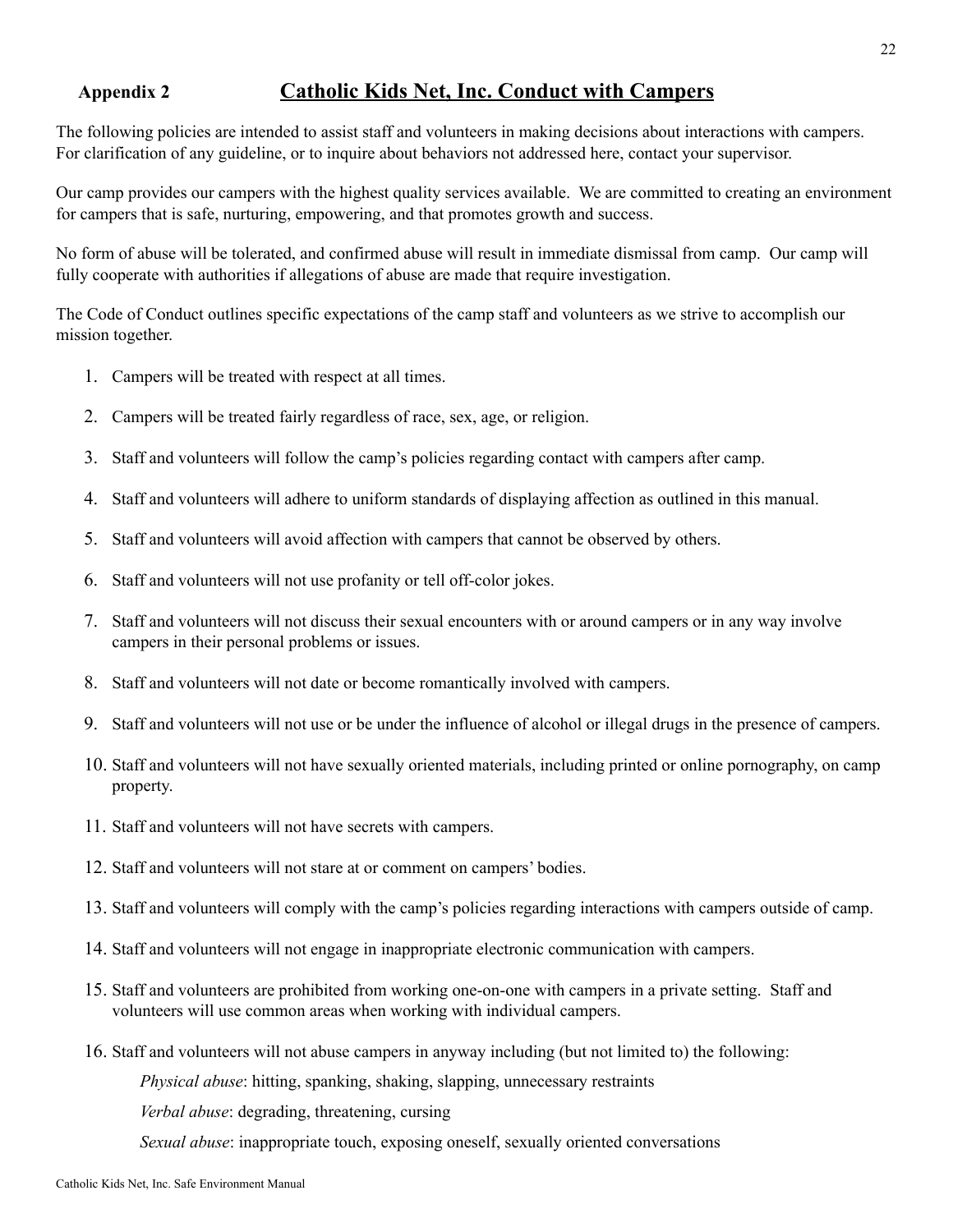## Appendix 2 Catholic Kids Net, Inc. Conduct with Campers

The following policies are intended to assist staff and volunteers in making decisions about interactions with campers. For clarification of any guideline, or to inquire about behaviors not addressed here, contact your supervisor.

Our camp provides our campers with the highest quality services available. We are committed to creating an environment for campers that is safe, nurturing, empowering, and that promotes growth and success.

No form of abuse will be tolerated, and confirmed abuse will result in immediate dismissal from camp. Our camp will fully cooperate with authorities if allegations of abuse are made that require investigation.

The Code of Conduct outlines specific expectations of the camp staff and volunteers as we strive to accomplish our mission together.

1. Campers will be treated with respect at all times.
2. Campers will be treated fairly regardless of race, sex, age, or religion.
3. Staff and volunteers will follow the camp's policies regarding contact with campers after camp.
4. Staff and volunteers will adhere to uniform standards of displaying affection as outlined in this manual.
5. Staff and volunteers will avoid affection with campers that cannot be observed by others.
6. Staff and volunteers will not use profanity or tell off-color jokes.
7. Staff and volunteers will not discuss their sexual encounters with or around campers or in any way involve campers in their personal problems or issues.
8. Staff and volunteers will not date or become romantically involved with campers.
9. Staff and volunteers will not use or be under the influence of alcohol or illegal drugs in the presence of campers.
10. Staff and volunteers will not have sexually oriented materials, including printed or online pornography, on camp property.
11. Staff and volunteers will not have secrets with campers.
12. Staff and volunteers will not stare at or comment on campers' bodies.
13. Staff and volunteers will comply with the camp's policies regarding interactions with campers outside of camp.
14. Staff and volunteers will not engage in inappropriate electronic communication with campers.
15. Staff and volunteers are prohibited from working one-on-one with campers in a private setting. Staff and volunteers will use common areas when working with individual campers.
16. Staff and volunteers will not abuse campers in anyway including (but not limited to) the following:

    *Physical abuse*: hitting, spanking, shaking, slapping, unnecessary restraints

    *Verbal abuse*: degrading, threatening, cursing

    *Sexual abuse*: inappropriate touch, exposing oneself, sexually oriented conversations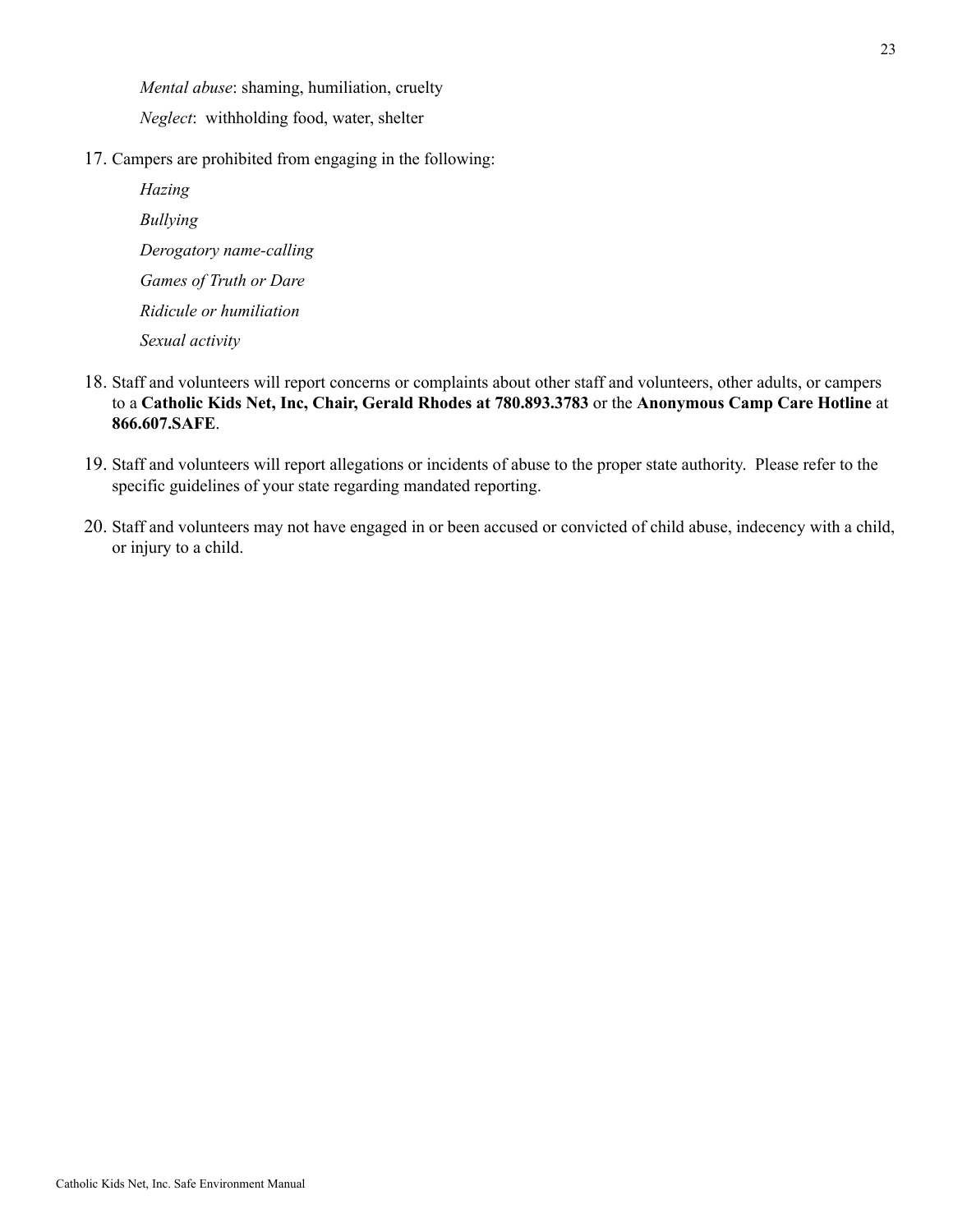*Mental abuse*: shaming, humiliation, cruelty

*Neglect*: withholding food, water, shelter

17. Campers are prohibited from engaging in the following:

    *Hazing*

    *Bullying*

    *Derogatory name-calling*

    *Games of Truth or Dare*

    *Ridicule or humiliation*

    *Sexual activity*

18. Staff and volunteers will report concerns or complaints about other staff and volunteers, other adults, or campers to a **Catholic Kids Net, Inc, Chair, Gerald Rhodes at 780.893.3783** or the **Anonymous Camp Care Hotline** at **866.607.SAFE**.

19. Staff and volunteers will report allegations or incidents of abuse to the proper state authority. Please refer to the specific guidelines of your state regarding mandated reporting.

20. Staff and volunteers may not have engaged in or been accused or convicted of child abuse, indecency with a child, or injury to a child.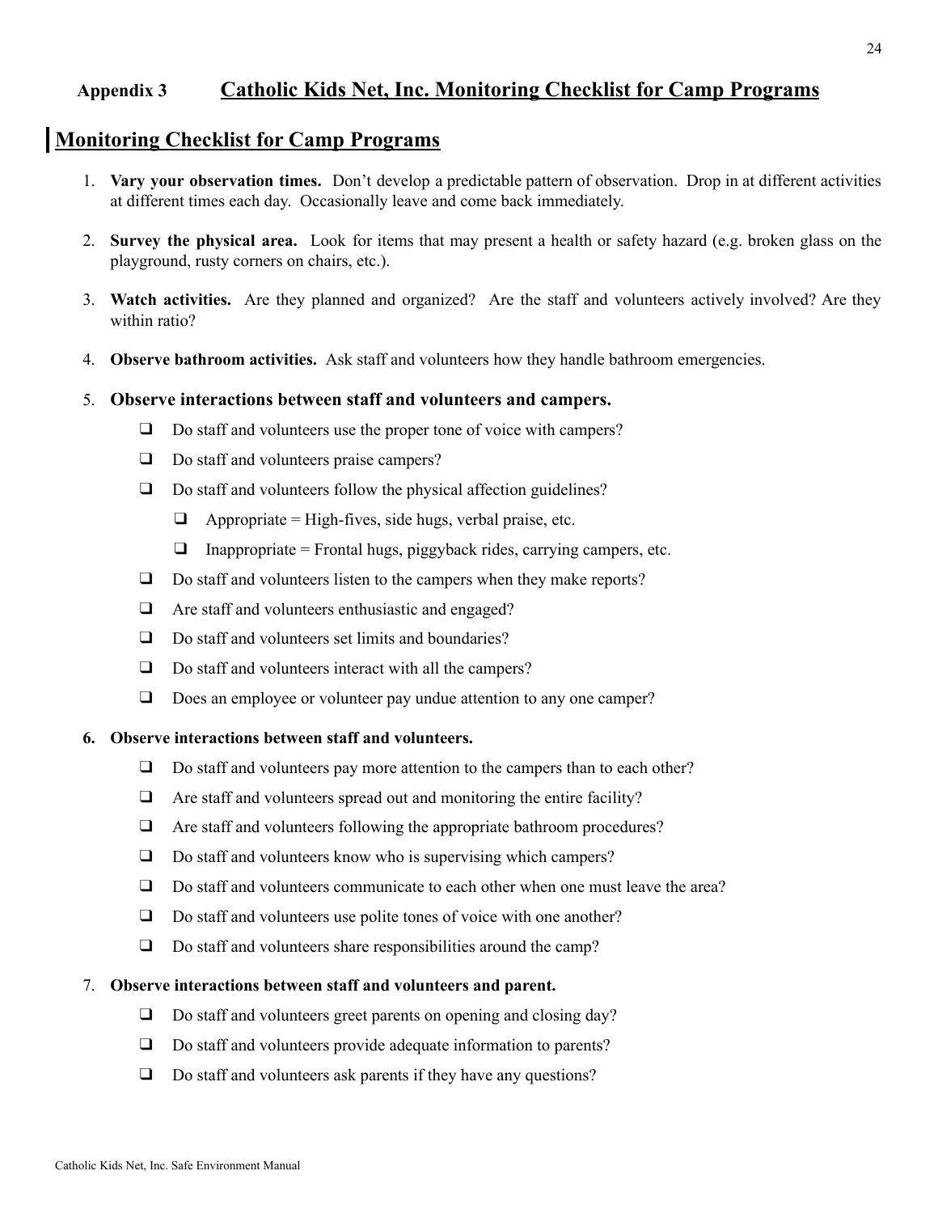## Appendix 3 Catholic Kids Net, Inc. Monitoring Checklist for Camp Programs

## Monitoring Checklist for Camp Programs

1. **Vary your observation times.** Don't develop a predictable pattern of observation. Drop in at different activities at different times each day. Occasionally leave and come back immediately.

2. **Survey the physical area.** Look for items that may present a health or safety hazard (e.g. broken glass on the playground, rusty corners on chairs, etc.).

3. **Watch activities.** Are they planned and organized? Are the staff and volunteers actively involved? Are they within ratio?

4. **Observe bathroom activities.** Ask staff and volunteers how they handle bathroom emergencies.

5. **Observe interactions between staff and volunteers and campers.**
   - ❑ Do staff and volunteers use the proper tone of voice with campers?
   - ❑ Do staff and volunteers praise campers?
   - ❑ Do staff and volunteers follow the physical affection guidelines?
     - ❑ Appropriate = High-fives, side hugs, verbal praise, etc.
     - ❑ Inappropriate = Frontal hugs, piggyback rides, carrying campers, etc.
   - ❑ Do staff and volunteers listen to the campers when they make reports?
   - ❑ Are staff and volunteers enthusiastic and engaged?
   - ❑ Do staff and volunteers set limits and boundaries?
   - ❑ Do staff and volunteers interact with all the campers?
   - ❑ Does an employee or volunteer pay undue attention to any one camper?

6. **Observe interactions between staff and volunteers.**
   - ❑ Do staff and volunteers pay more attention to the campers than to each other?
   - ❑ Are staff and volunteers spread out and monitoring the entire facility?
   - ❑ Are staff and volunteers following the appropriate bathroom procedures?
   - ❑ Do staff and volunteers know who is supervising which campers?
   - ❑ Do staff and volunteers communicate to each other when one must leave the area?
   - ❑ Do staff and volunteers use polite tones of voice with one another?
   - ❑ Do staff and volunteers share responsibilities around the camp?

7. **Observe interactions between staff and volunteers and parent.**
   - ❑ Do staff and volunteers greet parents on opening and closing day?
   - ❑ Do staff and volunteers provide adequate information to parents?
   - ❑ Do staff and volunteers ask parents if they have any questions?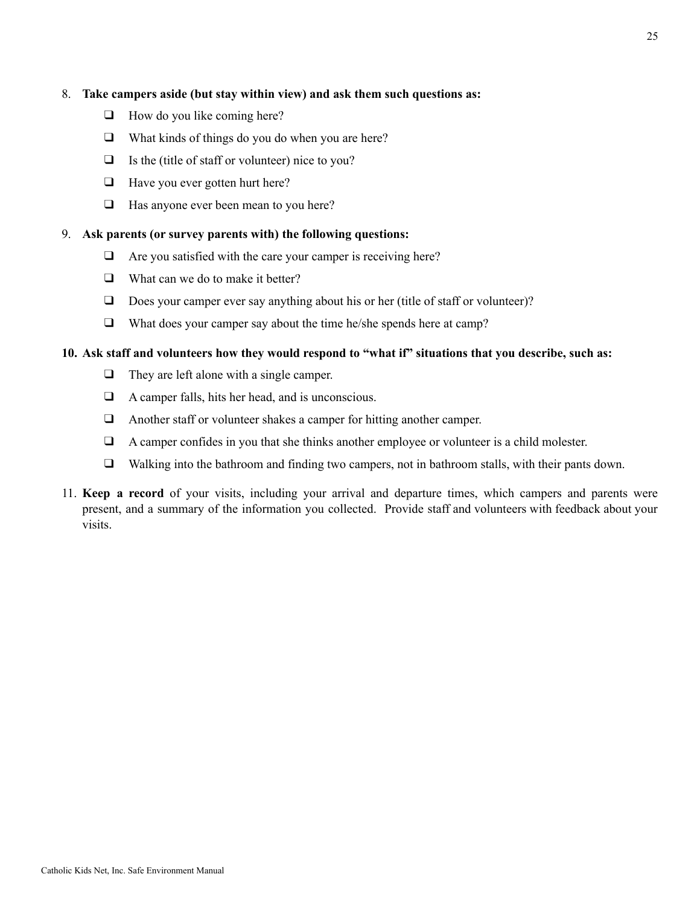8. **Take campers aside (but stay within view) and ask them such questions as:**
   - ❑ How do you like coming here?
   - ❑ What kinds of things do you do when you are here?
   - ❑ Is the (title of staff or volunteer) nice to you?
   - ❑ Have you ever gotten hurt here?
   - ❑ Has anyone ever been mean to you here?

9. **Ask parents (or survey parents with) the following questions:**
   - ❑ Are you satisfied with the care your camper is receiving here?
   - ❑ What can we do to make it better?
   - ❑ Does your camper ever say anything about his or her (title of staff or volunteer)?
   - ❑ What does your camper say about the time he/she spends here at camp?

10. **Ask staff and volunteers how they would respond to "what if" situations that you describe, such as:**
    - ❑ They are left alone with a single camper.
    - ❑ A camper falls, hits her head, and is unconscious.
    - ❑ Another staff or volunteer shakes a camper for hitting another camper.
    - ❑ A camper confides in you that she thinks another employee or volunteer is a child molester.
    - ❑ Walking into the bathroom and finding two campers, not in bathroom stalls, with their pants down.

11. **Keep a record** of your visits, including your arrival and departure times, which campers and parents were present, and a summary of the information you collected. Provide staff and volunteers with feedback about your visits.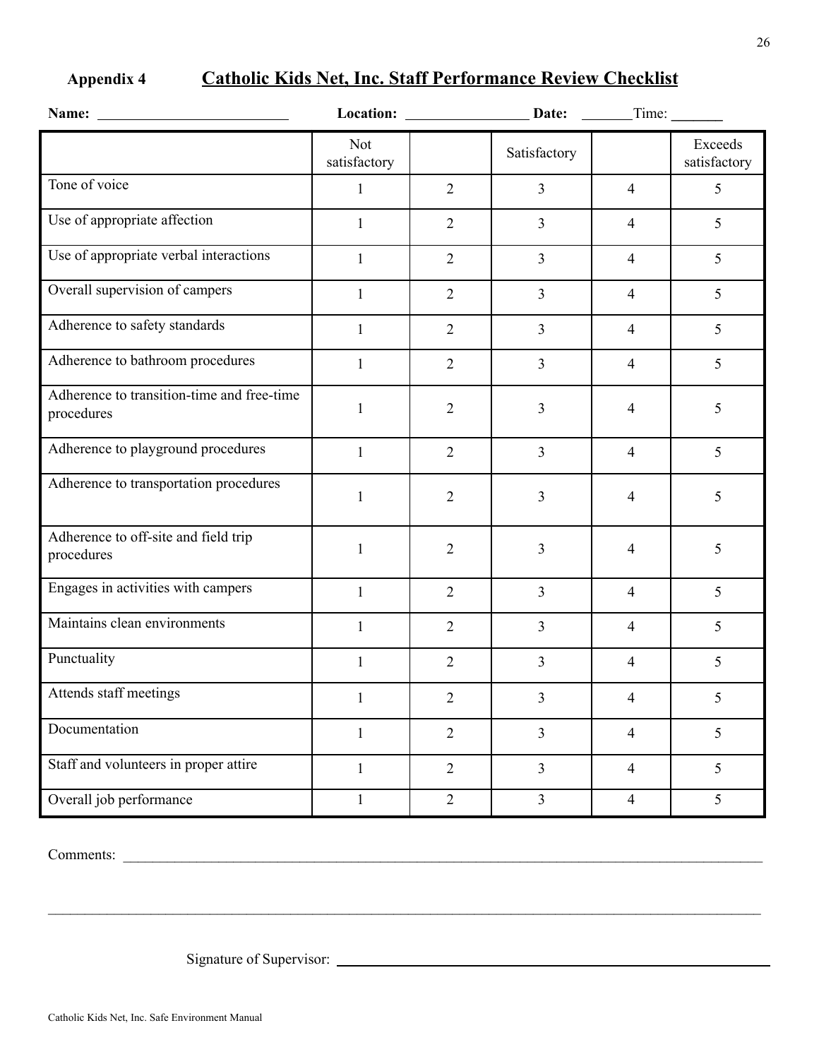**Appendix 4** 

## Catholic Kids Net, Inc. Staff Performance Review Checklist

**Name:** ____________________ **Location:** ______________ **Date:** ______ Time: ______

| | Not satisfactory | | Satisfactory | | Exceeds satisfactory |
|---|---|---|---|---|---|
| Tone of voice | 1 | 2 | 3 | 4 | 5 |
| Use of appropriate affection | 1 | 2 | 3 | 4 | 5 |
| Use of appropriate verbal interactions | 1 | 2 | 3 | 4 | 5 |
| Overall supervision of campers | 1 | 2 | 3 | 4 | 5 |
| Adherence to safety standards | 1 | 2 | 3 | 4 | 5 |
| Adherence to bathroom procedures | 1 | 2 | 3 | 4 | 5 |
| Adherence to transition-time and free-time procedures | 1 | 2 | 3 | 4 | 5 |
| Adherence to playground procedures | 1 | 2 | 3 | 4 | 5 |
| Adherence to transportation procedures | 1 | 2 | 3 | 4 | 5 |
| Adherence to off-site and field trip procedures | 1 | 2 | 3 | 4 | 5 |
| Engages in activities with campers | 1 | 2 | 3 | 4 | 5 |
| Maintains clean environments | 1 | 2 | 3 | 4 | 5 |
| Punctuality | 1 | 2 | 3 | 4 | 5 |
| Attends staff meetings | 1 | 2 | 3 | 4 | 5 |
| Documentation | 1 | 2 | 3 | 4 | 5 |
| Staff and volunteers in proper attire | 1 | 2 | 3 | 4 | 5 |
| Overall job performance | 1 | 2 | 3 | 4 | 5 |

Comments: ______________________________________________________________________________

______________________________________________________________________________

Signature of Supervisor: ______________________________________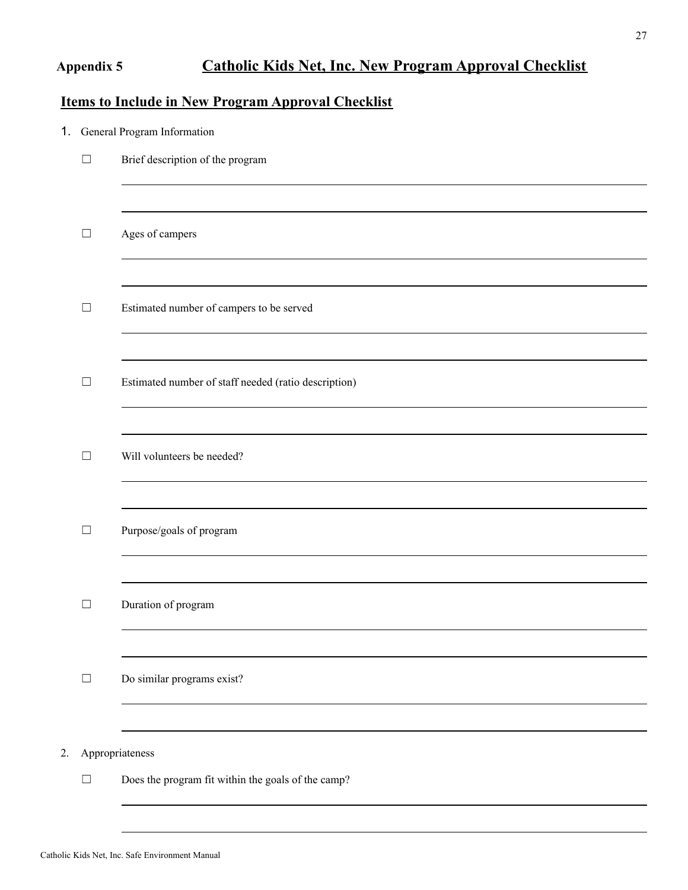**Appendix 5** **Catholic Kids Net, Inc. New Program Approval Checklist**

## Items to Include in New Program Approval Checklist

1. General Program Information

   ☐ Brief description of the program

   ☐ Ages of campers

   ☐ Estimated number of campers to be served

   ☐ Estimated number of staff needed (ratio description)

   ☐ Will volunteers be needed?

   ☐ Purpose/goals of program

   ☐ Duration of program

   ☐ Do similar programs exist?

2. Appropriateness

   ☐ Does the program fit within the goals of the camp?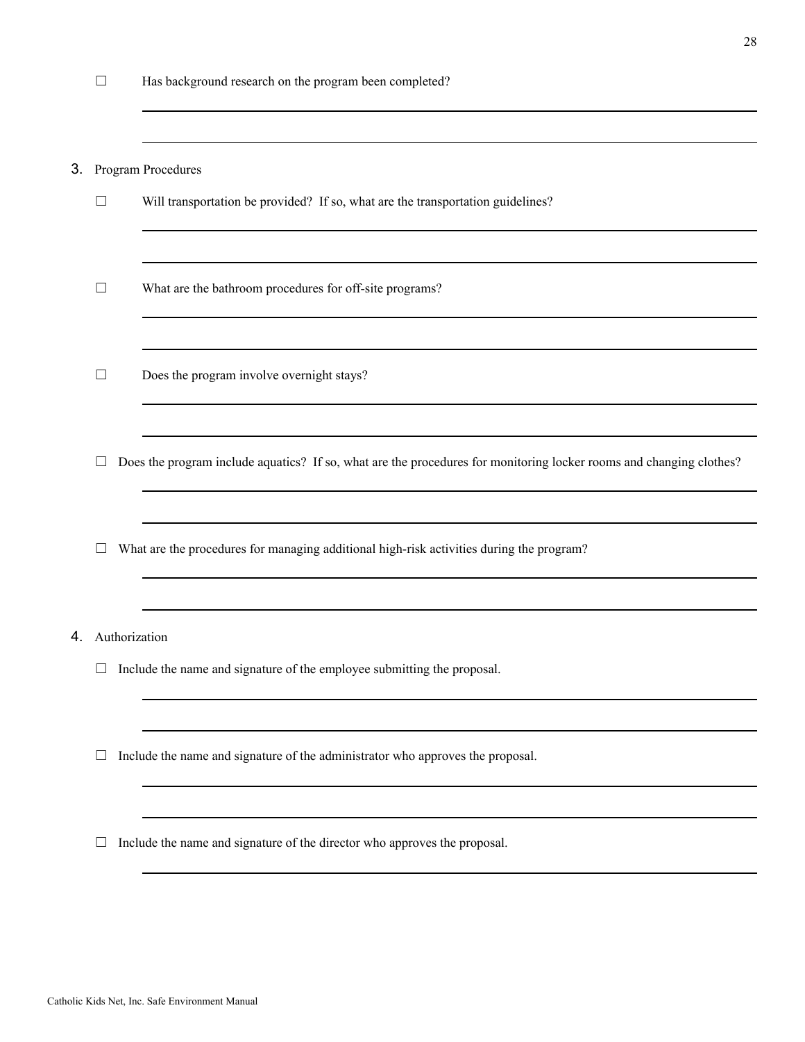☐ Has background research on the program been completed?

3. Program Procedures

   ☐ Will transportation be provided? If so, what are the transportation guidelines?

   ☐ What are the bathroom procedures for off-site programs?

   ☐ Does the program involve overnight stays?

   ☐ Does the program include aquatics? If so, what are the procedures for monitoring locker rooms and changing clothes?

   ☐ What are the procedures for managing additional high-risk activities during the program?

4. Authorization

   ☐ Include the name and signature of the employee submitting the proposal.

   ☐ Include the name and signature of the administrator who approves the proposal.

   ☐ Include the name and signature of the director who approves the proposal.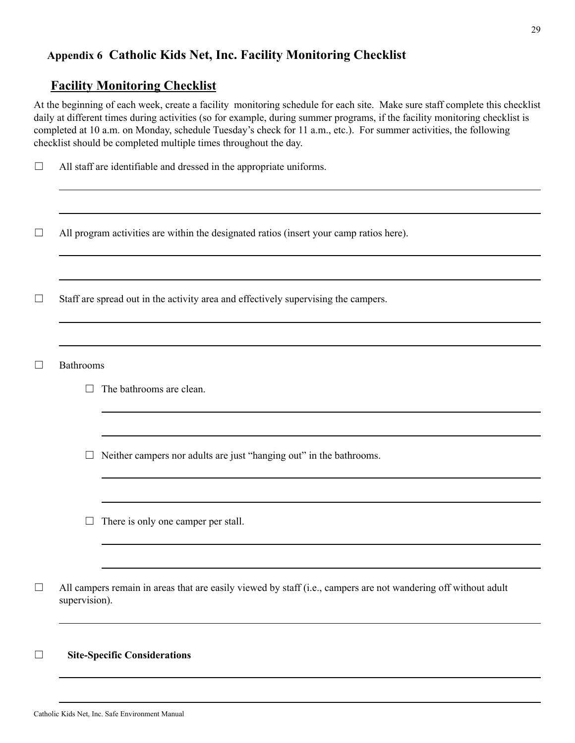## Appendix 6 Catholic Kids Net, Inc. Facility Monitoring Checklist

## Facility Monitoring Checklist

At the beginning of each week, create a facility monitoring schedule for each site. Make sure staff complete this checklist daily at different times during activities (so for example, during summer programs, if the facility monitoring checklist is completed at 10 a.m. on Monday, schedule Tuesday's check for 11 a.m., etc.). For summer activities, the following checklist should be completed multiple times throughout the day.

☐ All staff are identifiable and dressed in the appropriate uniforms.

______________________________________________________________________________

______________________________________________________________________________

☐ All program activities are within the designated ratios (insert your camp ratios here).

______________________________________________________________________________

______________________________________________________________________________

☐ Staff are spread out in the activity area and effectively supervising the campers.

______________________________________________________________________________

______________________________________________________________________________

☐ Bathrooms

- ☐ The bathrooms are clean.

  ______________________________________________________________________________

  ______________________________________________________________________________

- ☐ Neither campers nor adults are just "hanging out" in the bathrooms.

  ______________________________________________________________________________

  ______________________________________________________________________________

- ☐ There is only one camper per stall.

  ______________________________________________________________________________

  ______________________________________________________________________________

☐ All campers remain in areas that are easily viewed by staff (i.e., campers are not wandering off without adult supervision).

______________________________________________________________________________

☐ **Site-Specific Considerations**

______________________________________________________________________________

______________________________________________________________________________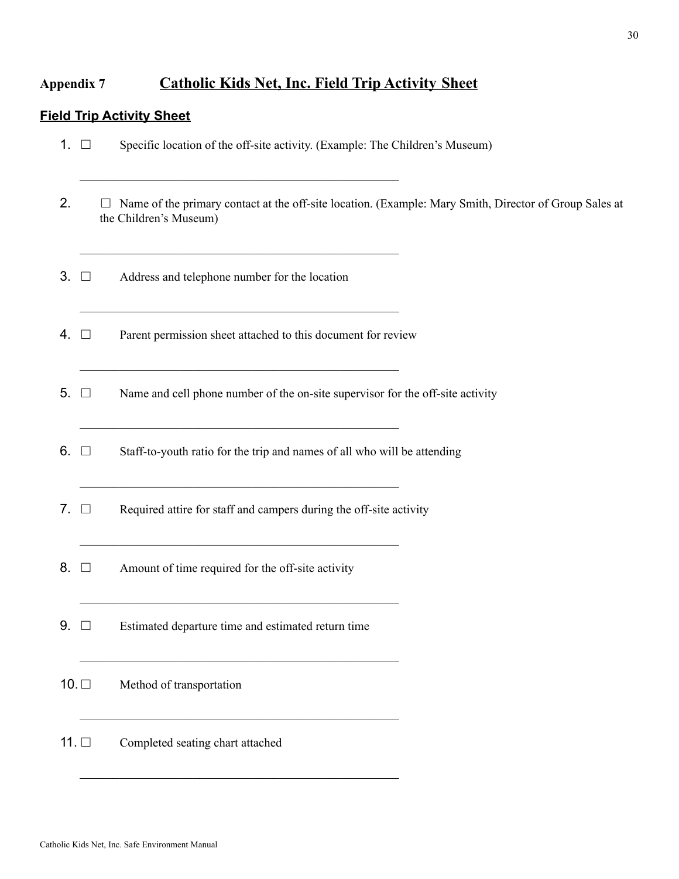## Appendix 7 Catholic Kids Net, Inc. Field Trip Activity Sheet

### Field Trip Activity Sheet

1. ☐ Specific location of the off-site activity. (Example: The Children's Museum)

   \_\_\_\_\_\_\_\_\_\_\_\_\_\_\_\_\_\_\_\_\_\_\_\_\_\_\_\_\_\_\_\_\_\_\_\_\_\_\_\_\_\_\_\_\_\_\_\_

2. ☐ Name of the primary contact at the off-site location. (Example: Mary Smith, Director of Group Sales at the Children's Museum)

   \_\_\_\_\_\_\_\_\_\_\_\_\_\_\_\_\_\_\_\_\_\_\_\_\_\_\_\_\_\_\_\_\_\_\_\_\_\_\_\_\_\_\_\_\_\_\_\_

3. ☐ Address and telephone number for the location

   \_\_\_\_\_\_\_\_\_\_\_\_\_\_\_\_\_\_\_\_\_\_\_\_\_\_\_\_\_\_\_\_\_\_\_\_\_\_\_\_\_\_\_\_\_\_\_\_

4. ☐ Parent permission sheet attached to this document for review

   \_\_\_\_\_\_\_\_\_\_\_\_\_\_\_\_\_\_\_\_\_\_\_\_\_\_\_\_\_\_\_\_\_\_\_\_\_\_\_\_\_\_\_\_\_\_\_\_

5. ☐ Name and cell phone number of the on-site supervisor for the off-site activity

   \_\_\_\_\_\_\_\_\_\_\_\_\_\_\_\_\_\_\_\_\_\_\_\_\_\_\_\_\_\_\_\_\_\_\_\_\_\_\_\_\_\_\_\_\_\_\_\_

6. ☐ Staff-to-youth ratio for the trip and names of all who will be attending

   \_\_\_\_\_\_\_\_\_\_\_\_\_\_\_\_\_\_\_\_\_\_\_\_\_\_\_\_\_\_\_\_\_\_\_\_\_\_\_\_\_\_\_\_\_\_\_\_

7. ☐ Required attire for staff and campers during the off-site activity

   \_\_\_\_\_\_\_\_\_\_\_\_\_\_\_\_\_\_\_\_\_\_\_\_\_\_\_\_\_\_\_\_\_\_\_\_\_\_\_\_\_\_\_\_\_\_\_\_

8. ☐ Amount of time required for the off-site activity

   \_\_\_\_\_\_\_\_\_\_\_\_\_\_\_\_\_\_\_\_\_\_\_\_\_\_\_\_\_\_\_\_\_\_\_\_\_\_\_\_\_\_\_\_\_\_\_\_

9. ☐ Estimated departure time and estimated return time

   \_\_\_\_\_\_\_\_\_\_\_\_\_\_\_\_\_\_\_\_\_\_\_\_\_\_\_\_\_\_\_\_\_\_\_\_\_\_\_\_\_\_\_\_\_\_\_\_

10. ☐ Method of transportation

    \_\_\_\_\_\_\_\_\_\_\_\_\_\_\_\_\_\_\_\_\_\_\_\_\_\_\_\_\_\_\_\_\_\_\_\_\_\_\_\_\_\_\_\_\_\_\_\_

11. ☐ Completed seating chart attached

    \_\_\_\_\_\_\_\_\_\_\_\_\_\_\_\_\_\_\_\_\_\_\_\_\_\_\_\_\_\_\_\_\_\_\_\_\_\_\_\_\_\_\_\_\_\_\_\_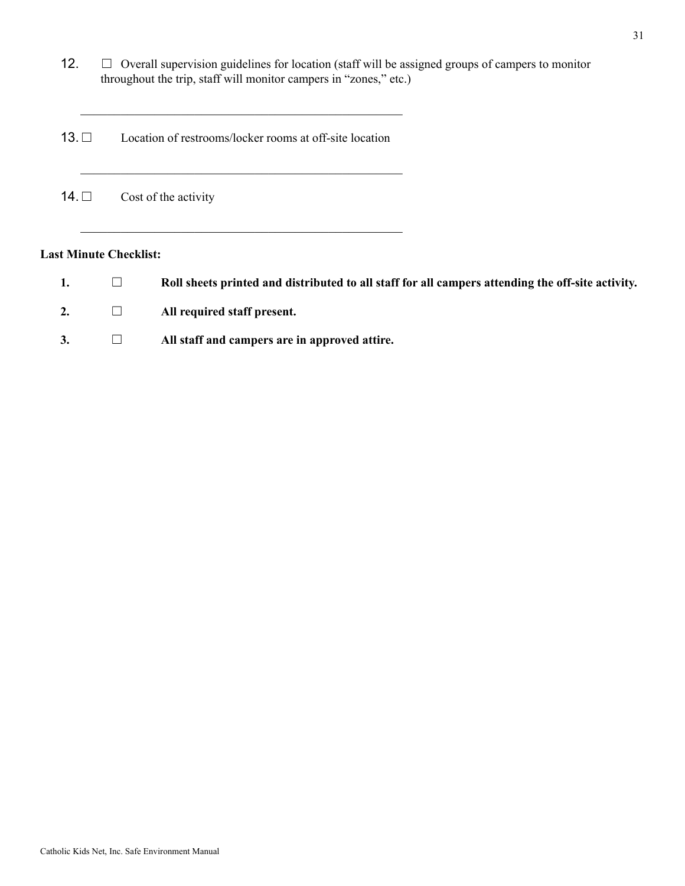12. ☐ Overall supervision guidelines for location (staff will be assigned groups of campers to monitor throughout the trip, staff will monitor campers in “zones,” etc.)

_____________________________________________________

13. ☐ Location of restrooms/locker rooms at off-site location

_____________________________________________________

14. ☐ Cost of the activity

_____________________________________________________

**Last Minute Checklist:**

1. ☐ **Roll sheets printed and distributed to all staff for all campers attending the off-site activity.**
2. ☐ **All required staff present.**
3. ☐ **All staff and campers are in approved attire.**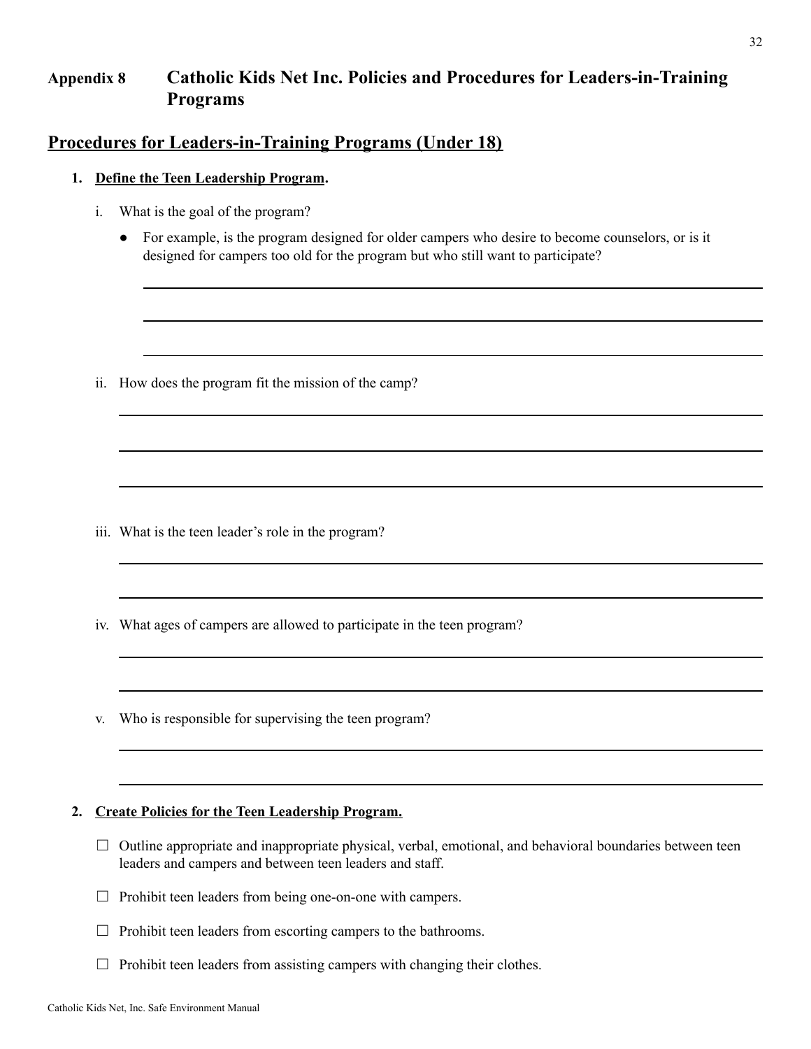## Appendix 8 Catholic Kids Net Inc. Policies and Procedures for Leaders-in-Training Programs

## Procedures for Leaders-in-Training Programs (Under 18)

1. **Define the Teen Leadership Program.**

   i. What is the goal of the program?

   - For example, is the program designed for older campers who desire to become counselors, or is it designed for campers too old for the program but who still want to participate?

   ______________________________________________

   ______________________________________________

   ______________________________________________

   ii. How does the program fit the mission of the camp?

   ______________________________________________

   ______________________________________________

   ______________________________________________

   iii. What is the teen leader's role in the program?

   ______________________________________________

   ______________________________________________

   iv. What ages of campers are allowed to participate in the teen program?

   ______________________________________________

   ______________________________________________

   v. Who is responsible for supervising the teen program?

   ______________________________________________

   ______________________________________________

2. **Create Policies for the Teen Leadership Program.**

   ☐ Outline appropriate and inappropriate physical, verbal, emotional, and behavioral boundaries between teen leaders and campers and between teen leaders and staff.

   ☐ Prohibit teen leaders from being one-on-one with campers.

   ☐ Prohibit teen leaders from escorting campers to the bathrooms.

   ☐ Prohibit teen leaders from assisting campers with changing their clothes.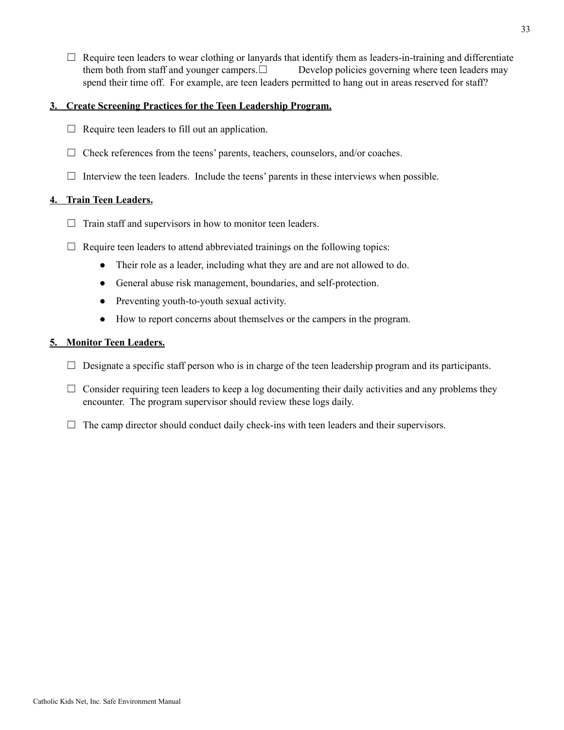☐ Require teen leaders to wear clothing or lanyards that identify them as leaders-in-training and differentiate them both from staff and younger campers.☐ Develop policies governing where teen leaders may spend their time off. For example, are teen leaders permitted to hang out in areas reserved for staff?

**3. Create Screening Practices for the Teen Leadership Program.**

☐ Require teen leaders to fill out an application.

☐ Check references from the teens' parents, teachers, counselors, and/or coaches.

☐ Interview the teen leaders. Include the teens' parents in these interviews when possible.

**4. Train Teen Leaders.**

☐ Train staff and supervisors in how to monitor teen leaders.

☐ Require teen leaders to attend abbreviated trainings on the following topics:

- Their role as a leader, including what they are and are not allowed to do.
- General abuse risk management, boundaries, and self-protection.
- Preventing youth-to-youth sexual activity.
- How to report concerns about themselves or the campers in the program.

**5. Monitor Teen Leaders.**

☐ Designate a specific staff person who is in charge of the teen leadership program and its participants.

☐ Consider requiring teen leaders to keep a log documenting their daily activities and any problems they encounter. The program supervisor should review these logs daily.

☐ The camp director should conduct daily check-ins with teen leaders and their supervisors.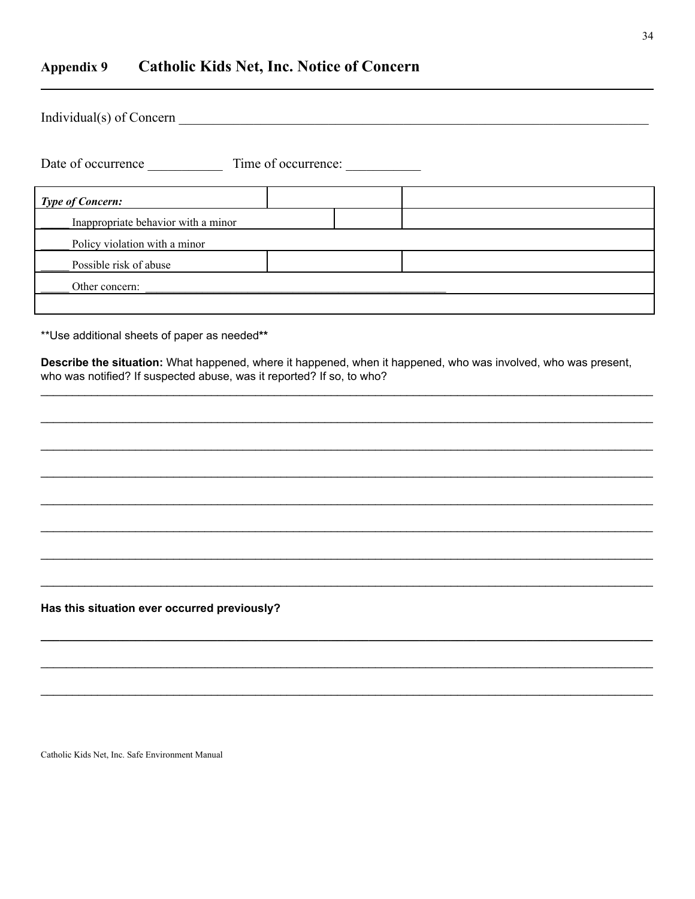## Appendix 9 Catholic Kids Net, Inc. Notice of Concern

Individual(s) of Concern ______________________________________________________________________

Date of occurrence ___________ Time of occurrence: ___________

| | | |
|---|---|---|
| ***Type of Concern:*** | | |
| _____ Inappropriate behavior with a minor | | |
| _____ Policy violation with a minor | | |
| _____ Possible risk of abuse | | |
| _____ Other concern: ____________________________________________________ | | |
| | | |

**Use additional sheets of paper as needed**

**Describe the situation:** What happened, where it happened, when it happened, who was involved, who was present, who was notified? If suspected abuse, was it reported? If so, to who?

_____________________________________________________________________________________________

_____________________________________________________________________________________________

_____________________________________________________________________________________________

_____________________________________________________________________________________________

_____________________________________________________________________________________________

_____________________________________________________________________________________________

_____________________________________________________________________________________________

_____________________________________________________________________________________________

**Has this situation ever occurred previously?**

_____________________________________________________________________________________________

_____________________________________________________________________________________________

_____________________________________________________________________________________________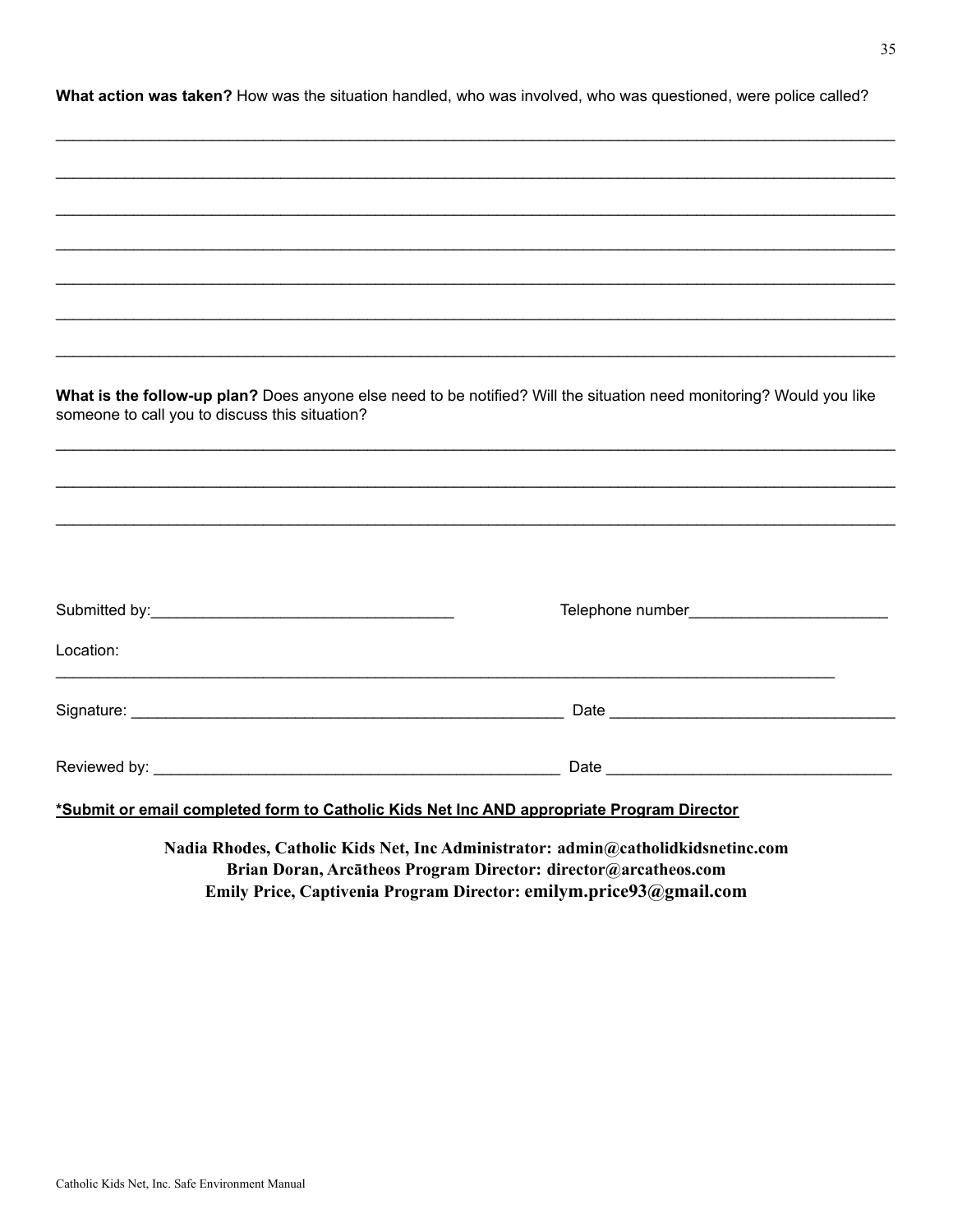**What action was taken?** How was the situation handled, who was involved, who was questioned, were police called?

_____________________________________________________________________________________

_____________________________________________________________________________________

_____________________________________________________________________________________

_____________________________________________________________________________________

_____________________________________________________________________________________

_____________________________________________________________________________________

_____________________________________________________________________________________

**What is the follow-up plan?** Does anyone else need to be notified? Will the situation need monitoring? Would you like someone to call you to discuss this situation?

_____________________________________________________________________________________

_____________________________________________________________________________________

_____________________________________________________________________________________

Submitted by:___________________________________ Telephone number_______________________

Location:
_____________________________________________________________________________________

Signature: __________________________________________________ Date _________________________________

Reviewed by: _______________________________________________ Date ________________________________

**<u>*Submit or email completed form to Catholic Kids Net Inc AND appropriate Program Director</u>**

**Nadia Rhodes, Catholic Kids Net, Inc Administrator: admin@catholidkidsnetinc.com**
**Brian Doran, Arcātheos Program Director: director@arcatheos.com**
**Emily Price, Captivenia Program Director: emilym.price93@gmail.com**